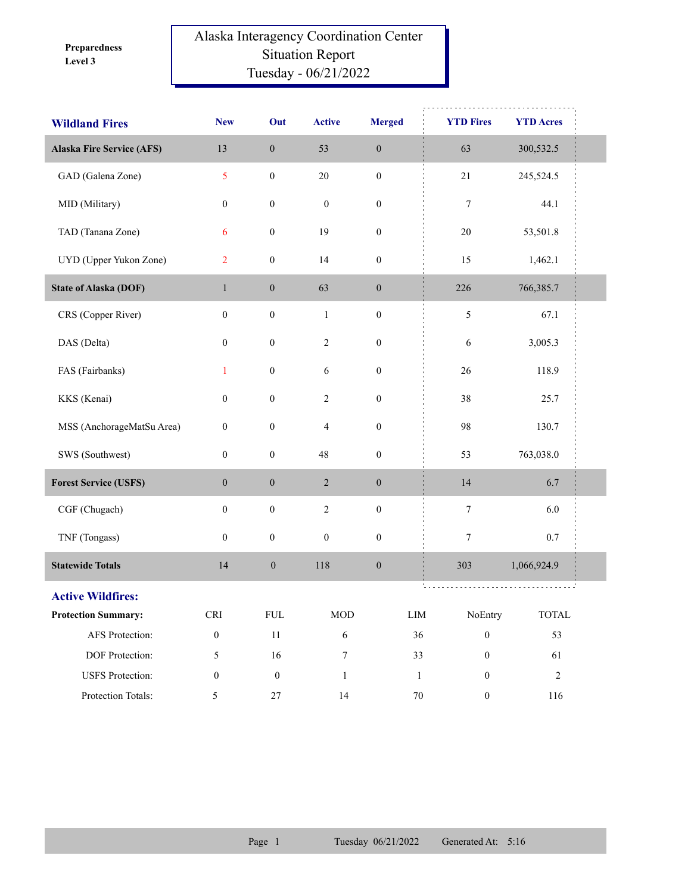Preparedness Level 3

# Alaska Interagency Coordination Center
## Situation Report
## Tuesday - 06/21/2022

| Wildland Fires | New | Out | Active | Merged | YTD Fires | YTD Acres |
|---|---|---|---|---|---|---|
| **Alaska Fire Service (AFS)** | 13 | 0 | 53 | 0 | 63 | 300,532.5 |
| GAD (Galena Zone) | 5 | 0 | 20 | 0 | 21 | 245,524.5 |
| MID (Military) | 0 | 0 | 0 | 0 | 7 | 44.1 |
| TAD (Tanana Zone) | 6 | 0 | 19 | 0 | 20 | 53,501.8 |
| UYD (Upper Yukon Zone) | 2 | 0 | 14 | 0 | 15 | 1,462.1 |
| **State of Alaska (DOF)** | 1 | 0 | 63 | 0 | 226 | 766,385.7 |
| CRS (Copper River) | 0 | 0 | 1 | 0 | 5 | 67.1 |
| DAS (Delta) | 0 | 0 | 2 | 0 | 6 | 3,005.3 |
| FAS (Fairbanks) | 1 | 0 | 6 | 0 | 26 | 118.9 |
| KKS (Kenai) | 0 | 0 | 2 | 0 | 38 | 25.7 |
| MSS (AnchorageMatSu Area) | 0 | 0 | 4 | 0 | 98 | 130.7 |
| SWS (Southwest) | 0 | 0 | 48 | 0 | 53 | 763,038.0 |
| **Forest Service (USFS)** | 0 | 0 | 2 | 0 | 14 | 6.7 |
| CGF (Chugach) | 0 | 0 | 2 | 0 | 7 | 6.0 |
| TNF (Tongass) | 0 | 0 | 0 | 0 | 7 | 0.7 |
| **Statewide Totals** | 14 | 0 | 118 | 0 | 303 | 1,066,924.9 |

## Active Wildfires:

| Protection Summary: | CRI | FUL | MOD | LIM | NoEntry | TOTAL |
|---|---|---|---|---|---|---|
| AFS Protection: | 0 | 11 | 6 | 36 | 0 | 53 |
| DOF Protection: | 5 | 16 | 7 | 33 | 0 | 61 |
| USFS Protection: | 0 | 0 | 1 | 1 | 0 | 2 |
| Protection Totals: | 5 | 27 | 14 | 70 | 0 | 116 |

Tuesday 06/21/2022 Generated At: 5:16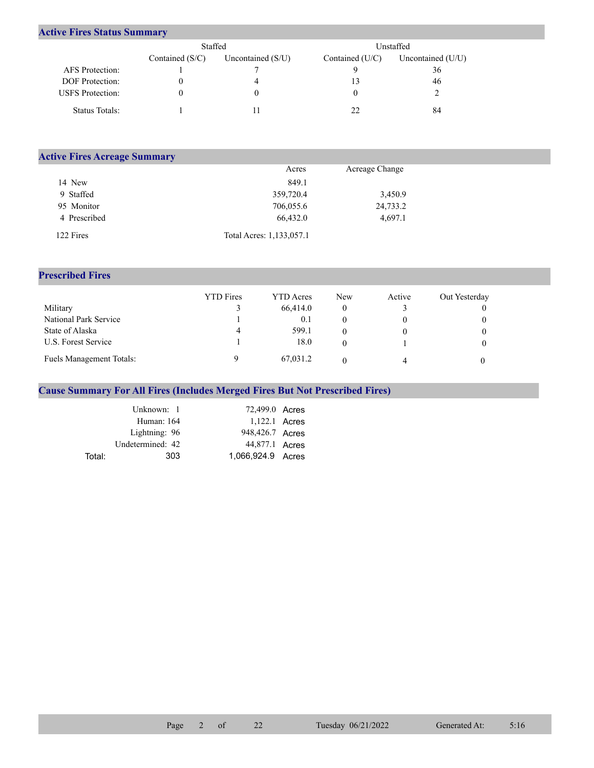## Active Fires Status Summary

| | Staffed | | Unstaffed | |
|---|---|---|---|---|
| | Contained (S/C) | Uncontained (S/U) | Contained (U/C) | Uncontained (U/U) |
| AFS Protection: | 1 | 7 | 9 | 36 |
| DOF Protection: | 0 | 4 | 13 | 46 |
| USFS Protection: | 0 | 0 | 0 | 2 |
| Status Totals: | 1 | 11 | 22 | 84 |

## Active Fires Acreage Summary

| | Acres | Acreage Change |
|---|---|---|
| 14 New | 849.1 | |
| 9 Staffed | 359,720.4 | 3,450.9 |
| 95 Monitor | 706,055.6 | 24,733.2 |
| 4 Prescribed | 66,432.0 | 4,697.1 |
| 122 Fires | Total Acres: 1,133,057.1 | |

## Prescribed Fires

| | YTD Fires | YTD Acres | New | Active | Out Yesterday |
|---|---|---|---|---|---|
| Military | 3 | 66,414.0 | 0 | 3 | 0 |
| National Park Service | 1 | 0.1 | 0 | 0 | 0 |
| State of Alaska | 4 | 599.1 | 0 | 0 | 0 |
| U.S. Forest Service | 1 | 18.0 | 0 | 1 | 0 |
| Fuels Management Totals: | 9 | 67,031.2 | 0 | 4 | 0 |

## Cause Summary For All Fires (Includes Merged Fires But Not Prescribed Fires)

| | Fires | Acres |
|---|---|---|
| Unknown: | 1 | 72,499.0 Acres |
| Human: | 164 | 1,122.1 Acres |
| Lightning: | 96 | 948,426.7 Acres |
| Undetermined: | 42 | 44,877.1 Acres |
| Total: | 303 | 1,066,924.9 Acres |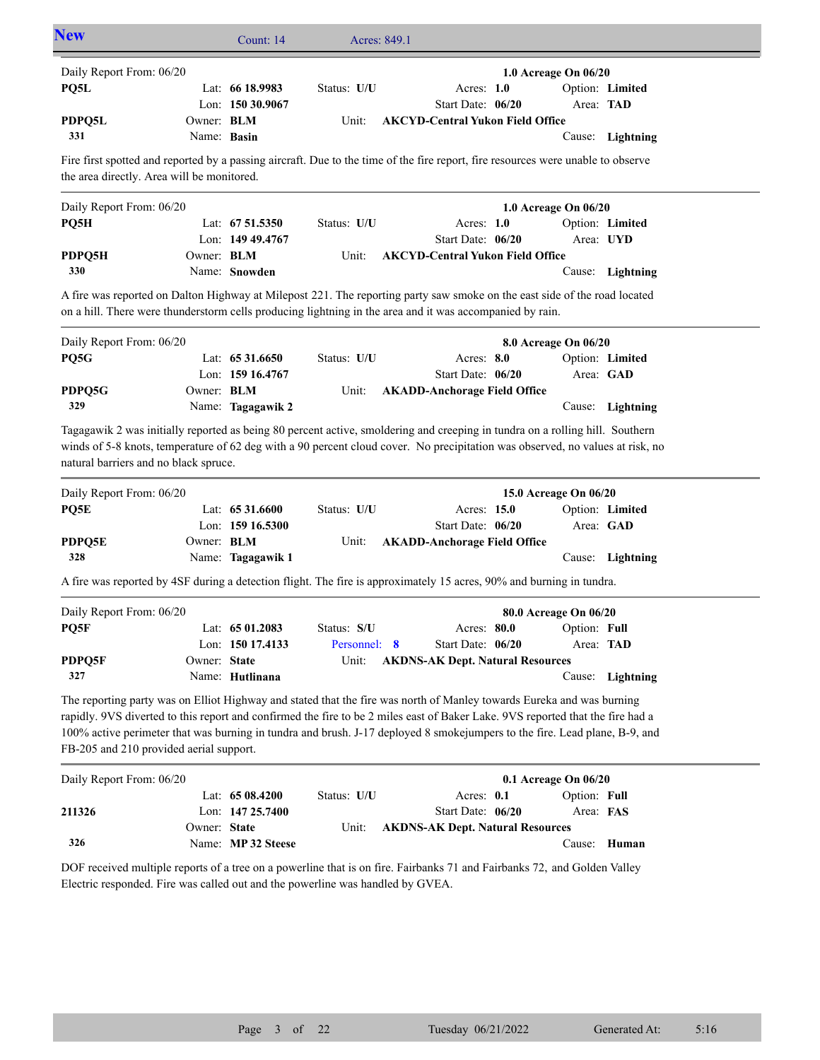## New

Count: 14 Acres: 849.1

---

Daily Report From: 06/20 — **1.0 Acreage On 06/20**

| | | | |
|---|---|---|---|
| **PQ5L** | Lat: **66 18.9983** | Status: **U/U** | Acres: **1.0** | 
| | Lon: **150 30.9067** | Start Date: **06/20** | Option: **Limited** |
| **PDPQ5L** | Owner: **BLM** | Unit: **AKCYD-Central Yukon Field Office** | Area: **TAD** |
| **331** | Name: **Basin** | | Cause: **Lightning** |

Fire first spotted and reported by a passing aircraft. Due to the time of the fire report, fire resources were unable to observe the area directly. Area will be monitored.

---

Daily Report From: 06/20 — **1.0 Acreage On 06/20**

| | | | |
|---|---|---|---|
| **PQ5H** | Lat: **67 51.5350** | Status: **U/U** | Acres: **1.0** |
| | Lon: **149 49.4767** | Start Date: **06/20** | Option: **Limited** |
| **PDPQ5H** | Owner: **BLM** | Unit: **AKCYD-Central Yukon Field Office** | Area: **UYD** |
| **330** | Name: **Snowden** | | Cause: **Lightning** |

A fire was reported on Dalton Highway at Milepost 221. The reporting party saw smoke on the east side of the road located on a hill. There were thunderstorm cells producing lightning in the area and it was accompanied by rain.

---

Daily Report From: 06/20 — **8.0 Acreage On 06/20**

| | | | |
|---|---|---|---|
| **PQ5G** | Lat: **65 31.6650** | Status: **U/U** | Acres: **8.0** |
| | Lon: **159 16.4767** | Start Date: **06/20** | Option: **Limited** |
| **PDPQ5G** | Owner: **BLM** | Unit: **AKADD-Anchorage Field Office** | Area: **GAD** |
| **329** | Name: **Tagagawik 2** | | Cause: **Lightning** |

Tagagawik 2 was initially reported as being 80 percent active, smoldering and creeping in tundra on a rolling hill. Southern winds of 5-8 knots, temperature of 62 deg with a 90 percent cloud cover. No precipitation was observed, no values at risk, no natural barriers and no black spruce.

---

Daily Report From: 06/20 — **15.0 Acreage On 06/20**

| | | | |
|---|---|---|---|
| **PQ5E** | Lat: **65 31.6600** | Status: **U/U** | Acres: **15.0** |
| | Lon: **159 16.5300** | Start Date: **06/20** | Option: **Limited** |
| **PDPQ5E** | Owner: **BLM** | Unit: **AKADD-Anchorage Field Office** | Area: **GAD** |
| **328** | Name: **Tagagawik 1** | | Cause: **Lightning** |

A fire was reported by 4SF during a detection flight. The fire is approximately 15 acres, 90% and burning in tundra.

---

Daily Report From: 06/20 — **80.0 Acreage On 06/20**

| | | | |
|---|---|---|---|
| **PQ5F** | Lat: **65 01.2083** | Status: **S/U** | Acres: **80.0** |
| | Lon: **150 17.4133** | Personnel: **8** | Start Date: **06/20** |
| **PDPQ5F** | Owner: **State** | Unit: **AKDNS-AK Dept. Natural Resources** | Option: **Full** / Area: **TAD** |
| **327** | Name: **Hutlinana** | | Cause: **Lightning** |

The reporting party was on Elliot Highway and stated that the fire was north of Manley towards Eureka and was burning rapidly. 9VS diverted to this report and confirmed the fire to be 2 miles east of Baker Lake. 9VS reported that the fire had a 100% active perimeter that was burning in tundra and brush. J-17 deployed 8 smokejumpers to the fire. Lead plane, B-9, and FB-205 and 210 provided aerial support.

---

Daily Report From: 06/20 — **0.1 Acreage On 06/20**

| | | | |
|---|---|---|---|
| | Lat: **65 08.4200** | Status: **U/U** | Acres: **0.1** |
| **211326** | Lon: **147 25.7400** | Start Date: **06/20** | Option: **Full** |
| | Owner: **State** | Unit: **AKDNS-AK Dept. Natural Resources** | Area: **FAS** |
| **326** | Name: **MP 32 Steese** | | Cause: **Human** |

DOF received multiple reports of a tree on a powerline that is on fire. Fairbanks 71 and Fairbanks 72, and Golden Valley Electric responded. Fire was called out and the powerline was handled by GVEA.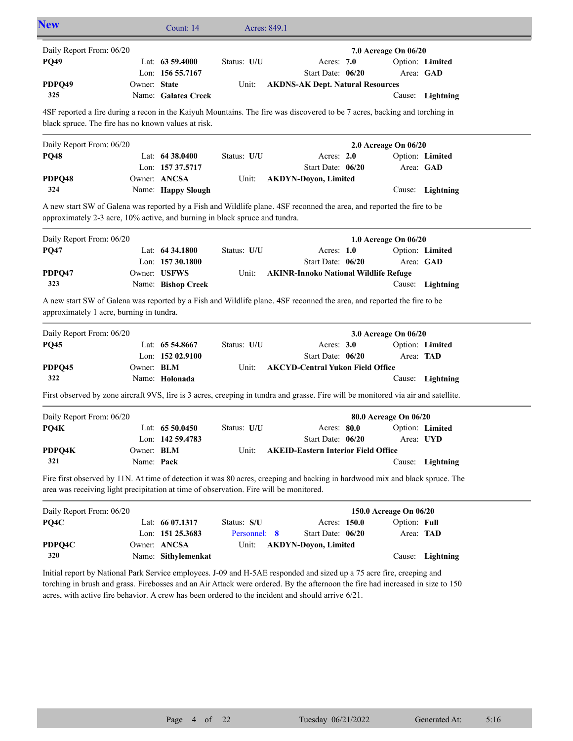## New — Count: 14 — Acres: 849.1

---

Daily Report From: 06/20 — **7.0 Acreage On 06/20**

| | | | |
|---|---|---|---|
| **PQ49** | Lat: **63 59.4000** | Status: **U/U** | Acres: **7.0** | 
| | Lon: **156 55.7167** | | Start Date: **06/20** |
| **PDPQ49** | Owner: **State** | Unit: **AKDNS-AK Dept. Natural Resources** | |
| **325** | Name: **Galatea Creek** | | |

Option: **Limited** — Area: **GAD** — Cause: **Lightning**

4SF reported a fire during a recon in the Kaiyuh Mountains. The fire was discovered to be 7 acres, backing and torching in black spruce. The fire has no known values at risk.

---

Daily Report From: 06/20 — **2.0 Acreage On 06/20**

| | | | |
|---|---|---|---|
| **PQ48** | Lat: **64 38.0400** | Status: **U/U** | Acres: **2.0** |
| | Lon: **157 37.5717** | | Start Date: **06/20** |
| **PDPQ48** | Owner: **ANCSA** | Unit: **AKDYN-Doyon, Limited** | |
| **324** | Name: **Happy Slough** | | |

Option: **Limited** — Area: **GAD** — Cause: **Lightning**

A new start SW of Galena was reported by a Fish and Wildlife plane. 4SF reconned the area, and reported the fire to be approximately 2-3 acre, 10% active, and burning in black spruce and tundra.

---

Daily Report From: 06/20 — **1.0 Acreage On 06/20**

| | | | |
|---|---|---|---|
| **PQ47** | Lat: **64 34.1800** | Status: **U/U** | Acres: **1.0** |
| | Lon: **157 30.1800** | | Start Date: **06/20** |
| **PDPQ47** | Owner: **USFWS** | Unit: **AKINR-Innoko National Wildlife Refuge** | |
| **323** | Name: **Bishop Creek** | | |

Option: **Limited** — Area: **GAD** — Cause: **Lightning**

A new start SW of Galena was reported by a Fish and Wildlife plane. 4SF reconned the area, and reported the fire to be approximately 1 acre, burning in tundra.

---

Daily Report From: 06/20 — **3.0 Acreage On 06/20**

| | | | |
|---|---|---|---|
| **PQ45** | Lat: **65 54.8667** | Status: **U/U** | Acres: **3.0** |
| | Lon: **152 02.9100** | | Start Date: **06/20** |
| **PDPQ45** | Owner: **BLM** | Unit: **AKCYD-Central Yukon Field Office** | |
| **322** | Name: **Holonada** | | |

Option: **Limited** — Area: **TAD** — Cause: **Lightning**

First observed by zone aircraft 9VS, fire is 3 acres, creeping in tundra and grasse. Fire will be monitored via air and satellite.

---

Daily Report From: 06/20 — **80.0 Acreage On 06/20**

| | | | |
|---|---|---|---|
| **PQ4K** | Lat: **65 50.0450** | Status: **U/U** | Acres: **80.0** |
| | Lon: **142 59.4783** | | Start Date: **06/20** |
| **PDPQ4K** | Owner: **BLM** | Unit: **AKEID-Eastern Interior Field Office** | |
| **321** | Name: **Pack** | | |

Option: **Limited** — Area: **UYD** — Cause: **Lightning**

Fire first observed by 11N. At time of detection it was 80 acres, creeping and backing in hardwood mix and black spruce. The area was receiving light precipitation at time of observation. Fire will be monitored.

---

Daily Report From: 06/20 — **150.0 Acreage On 06/20**

| | | | |
|---|---|---|---|
| **PQ4C** | Lat: **66 07.1317** | Status: **S/U** | Acres: **150.0** |
| | Lon: **151 25.3683** | Personnel: **8** | Start Date: **06/20** |
| **PDPQ4C** | Owner: **ANCSA** | Unit: **AKDYN-Doyon, Limited** | |
| **320** | Name: **Sithylemenkat** | | |

Option: **Full** — Area: **TAD** — Cause: **Lightning**

Initial report by National Park Service employees. J-09 and H-5AE responded and sized up a 75 acre fire, creeping and torching in brush and grass. Firebosses and an Air Attack were ordered. By the afternoon the fire had increased in size to 150 acres, with active fire behavior. A crew has been ordered to the incident and should arrive 6/21.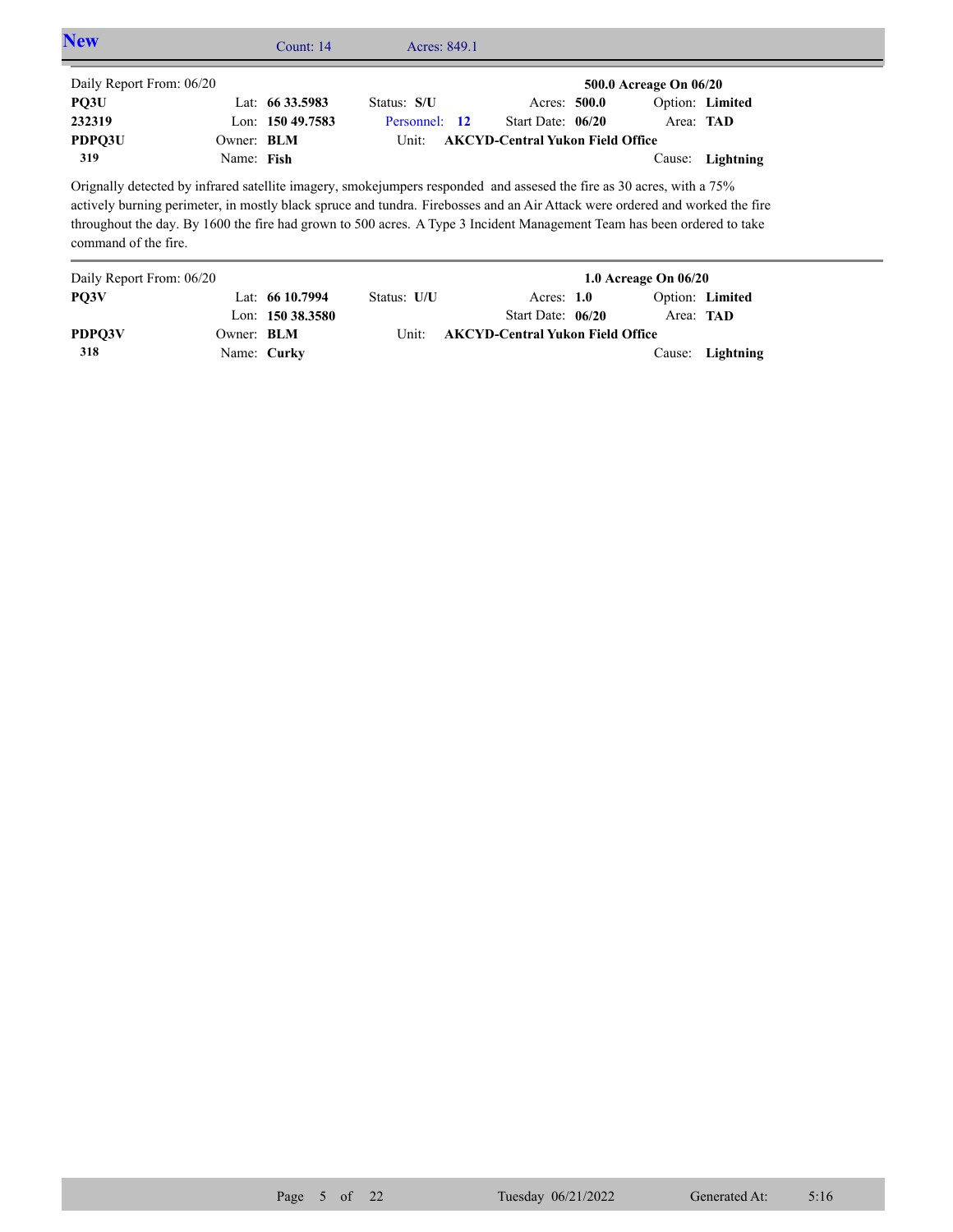## New

Count: 14 Acres: 849.1

---

Daily Report From: 06/20 **500.0 Acreage On 06/20**

| | | | | |
|---|---|---|---|---|
| **PQ3U** | Lat: **66 33.5983** | Status: **S/U** | Acres: **500.0** | Option: **Limited** |
| **232319** | Lon: **150 49.7583** | Personnel: **12** | Start Date: **06/20** | Area: **TAD** |
| **PDPQ3U** | Owner: **BLM** | Unit: **AKCYD-Central Yukon Field Office** | | |
| **319** | Name: **Fish** | | | Cause: **Lightning** |

Orignally detected by infrared satellite imagery, smokejumpers responded and assesed the fire as 30 acres, with a 75% actively burning perimeter, in mostly black spruce and tundra. Firebosses and an Air Attack were ordered and worked the fire throughout the day. By 1600 the fire had grown to 500 acres. A Type 3 Incident Management Team has been ordered to take command of the fire.

---

Daily Report From: 06/20 **1.0 Acreage On 06/20**

| | | | | |
|---|---|---|---|---|
| **PQ3V** | Lat: **66 10.7994** | Status: **U/U** | Acres: **1.0** | Option: **Limited** |
| | Lon: **150 38.3580** | | Start Date: **06/20** | Area: **TAD** |
| **PDPQ3V** | Owner: **BLM** | Unit: **AKCYD-Central Yukon Field Office** | | |
| **318** | Name: **Curky** | | | Cause: **Lightning** |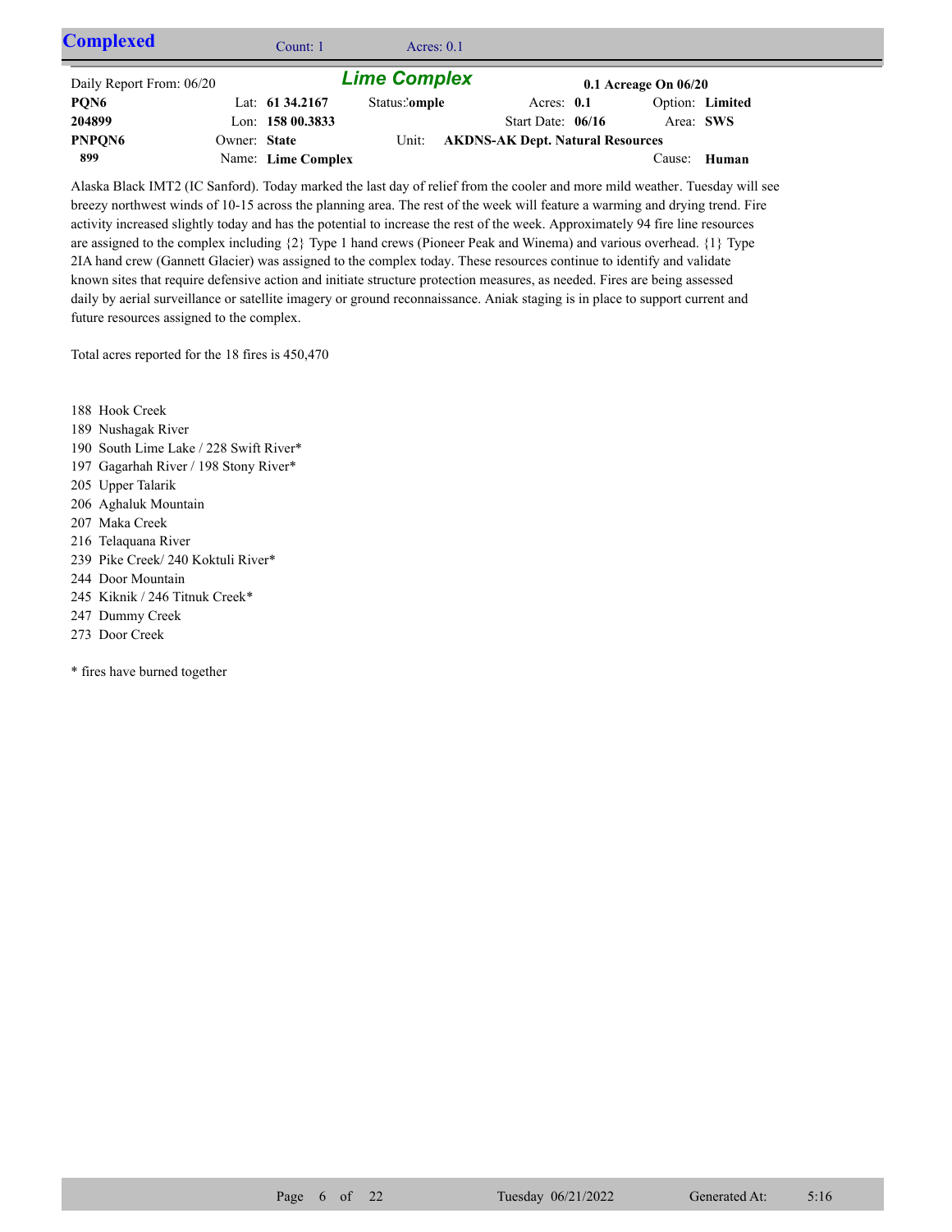## Complexed

Count: 1 Acres: 0.1

### Lime Complex

| | | | | |
|---|---|---|---|---|
| Daily Report From: 06/20 | | | | 0.1 Acreage On 06/20 |
| **PQN6** | Lat: **61 34.2167** | Status: **:omple** | Acres: **0.1** | Option: **Limited** |
| **204899** | Lon: **158 00.3833** | | Start Date: **06/16** | Area: **SWS** |
| **PNPQN6** | Owner: **State** | Unit: **AKDNS-AK Dept. Natural Resources** | | |
| **899** | Name: **Lime Complex** | | | Cause: **Human** |

Alaska Black IMT2 (IC Sanford). Today marked the last day of relief from the cooler and more mild weather. Tuesday will see breezy northwest winds of 10-15 across the planning area. The rest of the week will feature a warming and drying trend. Fire activity increased slightly today and has the potential to increase the rest of the week. Approximately 94 fire line resources are assigned to the complex including {2} Type 1 hand crews (Pioneer Peak and Winema) and various overhead. {1} Type 2IA hand crew (Gannett Glacier) was assigned to the complex today. These resources continue to identify and validate known sites that require defensive action and initiate structure protection measures, as needed. Fires are being assessed daily by aerial surveillance or satellite imagery or ground reconnaissance. Aniak staging is in place to support current and future resources assigned to the complex.

Total acres reported for the 18 fires is 450,470

188 Hook Creek
189 Nushagak River
190 South Lime Lake / 228 Swift River*
197 Gagarhah River / 198 Stony River*
205 Upper Talarik
206 Aghaluk Mountain
207 Maka Creek
216 Telaquana River
239 Pike Creek/ 240 Koktuli River*
244 Door Mountain
245 Kiknik / 246 Titnuk Creek*
247 Dummy Creek
273 Door Creek

* fires have burned together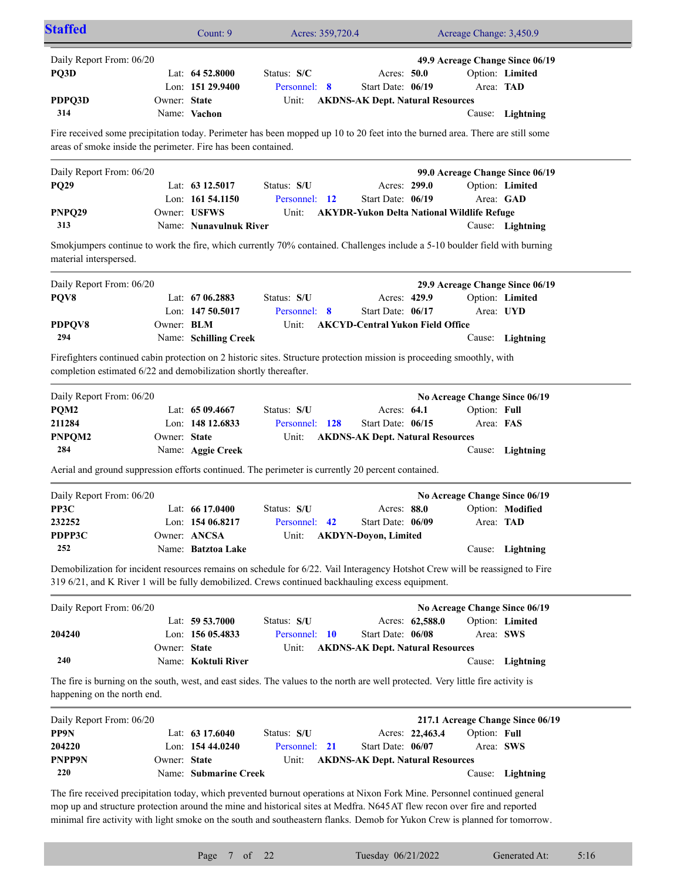## Staffed

Count: 9 | Acres: 359,720.4 | Acreage Change: 3,450.9

---

Daily Report From: 06/20 — **49.9 Acreage Change Since 06/19**

| | | | | |
|---|---|---|---|---|
| **PQ3D** | Lat: **64 52.8000** | Status: **S/C** | Acres: **50.0** | Option: **Limited** |
| | Lon: **151 29.9400** | Personnel: **8** | Start Date: **06/19** | Area: **TAD** |
| **PDPQ3D** | Owner: **State** | Unit: **AKDNS-AK Dept. Natural Resources** | | |
| **314** | Name: **Vachon** | | | Cause: **Lightning** |

Fire received some precipitation today. Perimeter has been mopped up 10 to 20 feet into the burned area. There are still some areas of smoke inside the perimeter. Fire has been contained.

---

Daily Report From: 06/20 — **99.0 Acreage Change Since 06/19**

| | | | | |
|---|---|---|---|---|
| **PQ29** | Lat: **63 12.5017** | Status: **S/U** | Acres: **299.0** | Option: **Limited** |
| | Lon: **161 54.1150** | Personnel: **12** | Start Date: **06/19** | Area: **GAD** |
| **PNPQ29** | Owner: **USFWS** | Unit: **AKYDR-Yukon Delta National Wildlife Refuge** | | |
| **313** | Name: **Nunavulnuk River** | | | Cause: **Lightning** |

Smokjumpers continue to work the fire, which currently 70% contained. Challenges include a 5-10 boulder field with burning material interspersed.

---

Daily Report From: 06/20 — **29.9 Acreage Change Since 06/19**

| | | | | |
|---|---|---|---|---|
| **PQV8** | Lat: **67 06.2883** | Status: **S/U** | Acres: **429.9** | Option: **Limited** |
| | Lon: **147 50.5017** | Personnel: **8** | Start Date: **06/17** | Area: **UYD** |
| **PDPQV8** | Owner: **BLM** | Unit: **AKCYD-Central Yukon Field Office** | | |
| **294** | Name: **Schilling Creek** | | | Cause: **Lightning** |

Firefighters continued cabin protection on 2 historic sites. Structure protection mission is proceeding smoothly, with completion estimated 6/22 and demobilization shortly thereafter.

---

Daily Report From: 06/20 — **No Acreage Change Since 06/19**

| | | | | |
|---|---|---|---|---|
| **PQM2** | Lat: **65 09.4667** | Status: **S/U** | Acres: **64.1** | Option: **Full** |
| **211284** | Lon: **148 12.6833** | Personnel: **128** | Start Date: **06/15** | Area: **FAS** |
| **PNPQM2** | Owner: **State** | Unit: **AKDNS-AK Dept. Natural Resources** | | |
| **284** | Name: **Aggie Creek** | | | Cause: **Lightning** |

Aerial and ground suppression efforts continued. The perimeter is currently 20 percent contained.

---

Daily Report From: 06/20 — **No Acreage Change Since 06/19**

| | | | | |
|---|---|---|---|---|
| **PP3C** | Lat: **66 17.0400** | Status: **S/U** | Acres: **88.0** | Option: **Modified** |
| **232252** | Lon: **154 06.8217** | Personnel: **42** | Start Date: **06/09** | Area: **TAD** |
| **PDPP3C** | Owner: **ANCSA** | Unit: **AKDYN-Doyon, Limited** | | |
| **252** | Name: **Batztoa Lake** | | | Cause: **Lightning** |

Demobilization for incident resources remains on schedule for 6/22. Vail Interagency Hotshot Crew will be reassigned to Fire 319 6/21, and K River 1 will be fully demobilized. Crews continued backhauling excess equipment.

---

Daily Report From: 06/20 — **No Acreage Change Since 06/19**

| | | | | |
|---|---|---|---|---|
| | Lat: **59 53.7000** | Status: **S/U** | Acres: **62,588.0** | Option: **Limited** |
| **204240** | Lon: **156 05.4833** | Personnel: **10** | Start Date: **06/08** | Area: **SWS** |
| | Owner: **State** | Unit: **AKDNS-AK Dept. Natural Resources** | | |
| **240** | Name: **Koktuli River** | | | Cause: **Lightning** |

The fire is burning on the south, west, and east sides. The values to the north are well protected. Very little fire activity is happening on the north end.

---

Daily Report From: 06/20 — **217.1 Acreage Change Since 06/19**

| | | | | |
|---|---|---|---|---|
| **PP9N** | Lat: **63 17.6040** | Status: **S/U** | Acres: **22,463.4** | Option: **Full** |
| **204220** | Lon: **154 44.0240** | Personnel: **21** | Start Date: **06/07** | Area: **SWS** |
| **PNPP9N** | Owner: **State** | Unit: **AKDNS-AK Dept. Natural Resources** | | |
| **220** | Name: **Submarine Creek** | | | Cause: **Lightning** |

The fire received precipitation today, which prevented burnout operations at Nixon Fork Mine. Personnel continued general mop up and structure protection around the mine and historical sites at Medfra. N645AT flew recon over fire and reported minimal fire activity with light smoke on the south and southeastern flanks. Demob for Yukon Crew is planned for tomorrow.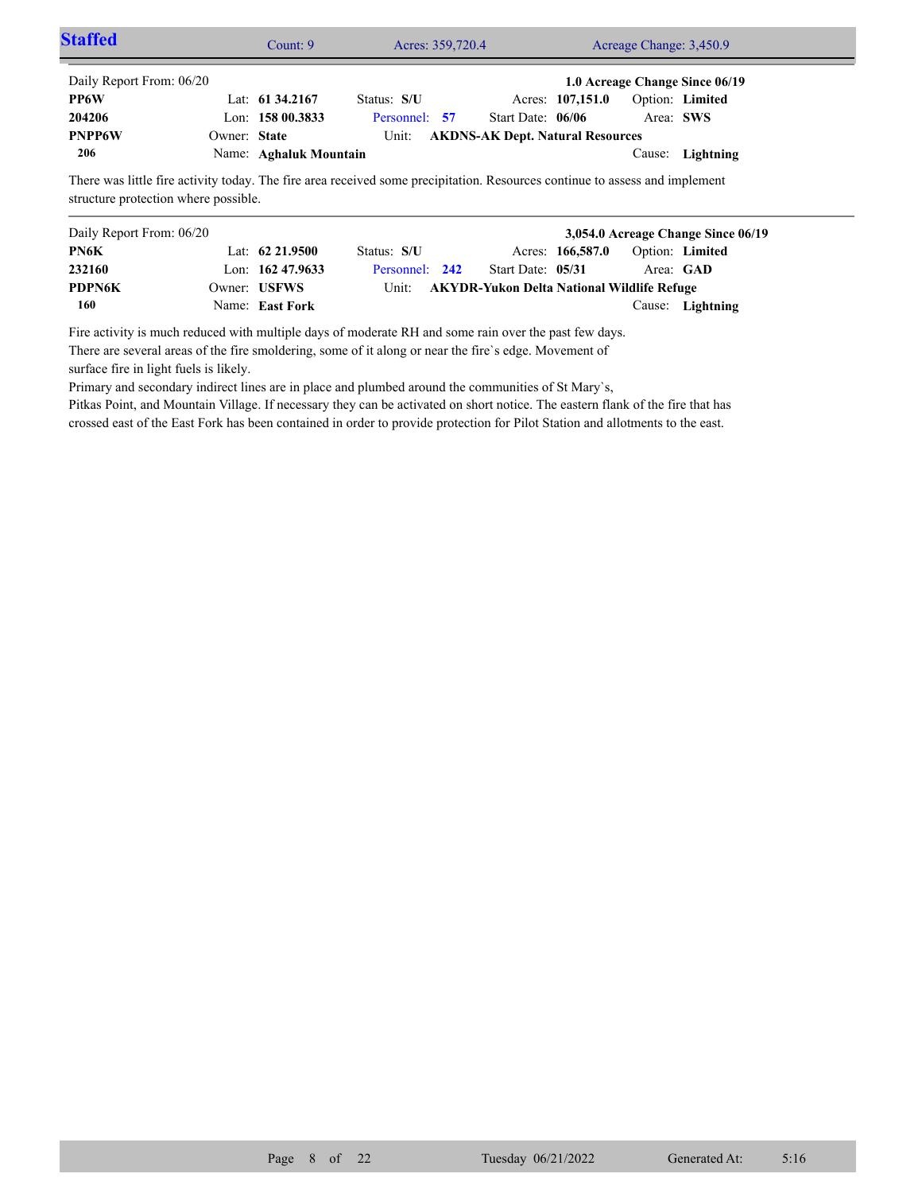## Staffed

Count: 9 | Acres: 359,720.4 | Acreage Change: 3,450.9

---

Daily Report From: 06/20 — **1.0 Acreage Change Since 06/19**

| | | | | |
|---|---|---|---|---|
| **PP6W** | Lat: **61 34.2167** | Status: **S/U** | Acres: **107,151.0** | Option: **Limited** |
| **204206** | Lon: **158 00.3833** | Personnel: **57** | Start Date: **06/06** | Area: **SWS** |
| **PNPP6W** | Owner: **State** | Unit: **AKDNS-AK Dept. Natural Resources** | | |
| **206** | Name: **Aghaluk Mountain** | | | Cause: **Lightning** |

There was little fire activity today. The fire area received some precipitation. Resources continue to assess and implement structure protection where possible.

---

Daily Report From: 06/20 — **3,054.0 Acreage Change Since 06/19**

| | | | | |
|---|---|---|---|---|
| **PN6K** | Lat: **62 21.9500** | Status: **S/U** | Acres: **166,587.0** | Option: **Limited** |
| **232160** | Lon: **162 47.9633** | Personnel: **242** | Start Date: **05/31** | Area: **GAD** |
| **PDPN6K** | Owner: **USFWS** | Unit: **AKYDR-Yukon Delta National Wildlife Refuge** | | |
| **160** | Name: **East Fork** | | | Cause: **Lightning** |

Fire activity is much reduced with multiple days of moderate RH and some rain over the past few days.
There are several areas of the fire smoldering, some of it along or near the fire`s edge. Movement of surface fire in light fuels is likely.
Primary and secondary indirect lines are in place and plumbed around the communities of St Mary`s, Pitkas Point, and Mountain Village. If necessary they can be activated on short notice. The eastern flank of the fire that has crossed east of the East Fork has been contained in order to provide protection for Pilot Station and allotments to the east.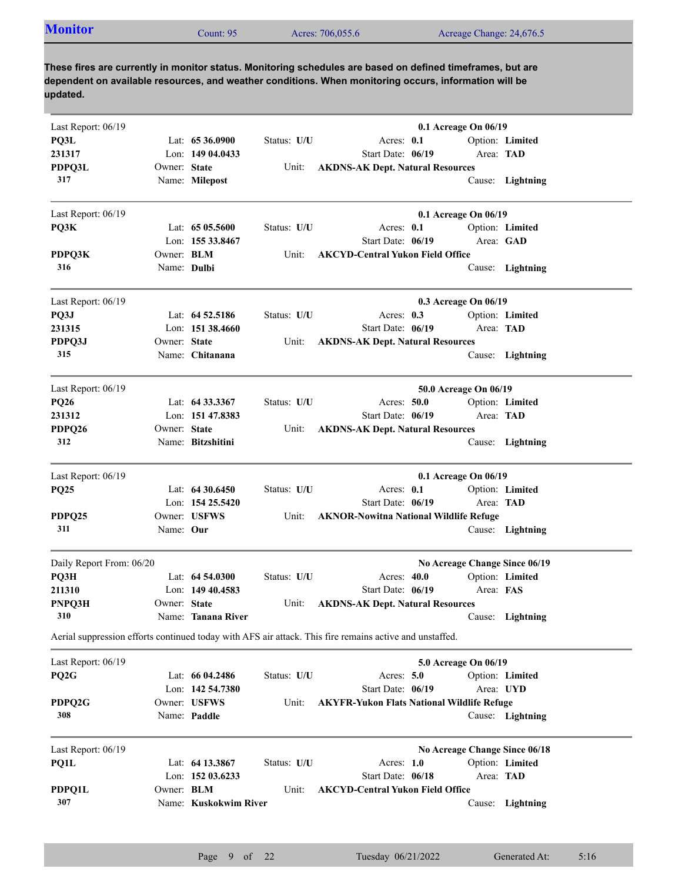## Monitor

Count: 95 | Acres: 706,055.6 | Acreage Change: 24,676.5

**These fires are currently in monitor status. Monitoring schedules are based on defined timeframes, but are dependent on available resources, and weather conditions. When monitoring occurs, information will be updated.**

---

Last Report: 06/19 — **0.1 Acreage On 06/19**

| | | | |
|---|---|---|---|
| **PQ3L** | Lat: **65 36.0900** | Status: **U/U** | Acres: **0.1** — Option: **Limited** |
| **231317** | Lon: **149 04.0433** | | Start Date: **06/19** — Area: **TAD** |
| **PDPQ3L** | Owner: **State** | Unit: **AKDNS-AK Dept. Natural Resources** | |
| **317** | Name: **Milepost** | | Cause: **Lightning** |

---

Last Report: 06/19 — **0.1 Acreage On 06/19**

| | | | |
|---|---|---|---|
| **PQ3K** | Lat: **65 05.5600** | Status: **U/U** | Acres: **0.1** — Option: **Limited** |
| | Lon: **155 33.8467** | | Start Date: **06/19** — Area: **GAD** |
| **PDPQ3K** | Owner: **BLM** | Unit: **AKCYD-Central Yukon Field Office** | |
| **316** | Name: **Dulbi** | | Cause: **Lightning** |

---

Last Report: 06/19 — **0.3 Acreage On 06/19**

| | | | |
|---|---|---|---|
| **PQ3J** | Lat: **64 52.5186** | Status: **U/U** | Acres: **0.3** — Option: **Limited** |
| **231315** | Lon: **151 38.4660** | | Start Date: **06/19** — Area: **TAD** |
| **PDPQ3J** | Owner: **State** | Unit: **AKDNS-AK Dept. Natural Resources** | |
| **315** | Name: **Chitanana** | | Cause: **Lightning** |

---

Last Report: 06/19 — **50.0 Acreage On 06/19**

| | | | |
|---|---|---|---|
| **PQ26** | Lat: **64 33.3367** | Status: **U/U** | Acres: **50.0** — Option: **Limited** |
| **231312** | Lon: **151 47.8383** | | Start Date: **06/19** — Area: **TAD** |
| **PDPQ26** | Owner: **State** | Unit: **AKDNS-AK Dept. Natural Resources** | |
| **312** | Name: **Bitzshitini** | | Cause: **Lightning** |

---

Last Report: 06/19 — **0.1 Acreage On 06/19**

| | | | |
|---|---|---|---|
| **PQ25** | Lat: **64 30.6450** | Status: **U/U** | Acres: **0.1** — Option: **Limited** |
| | Lon: **154 25.5420** | | Start Date: **06/19** — Area: **TAD** |
| **PDPQ25** | Owner: **USFWS** | Unit: **AKNOR-Nowitna National Wildlife Refuge** | |
| **311** | Name: **Our** | | Cause: **Lightning** |

---

Daily Report From: 06/20 — **No Acreage Change Since 06/19**

| | | | |
|---|---|---|---|
| **PQ3H** | Lat: **64 54.0300** | Status: **U/U** | Acres: **40.0** — Option: **Limited** |
| **211310** | Lon: **149 40.4583** | | Start Date: **06/19** — Area: **FAS** |
| **PNPQ3H** | Owner: **State** | Unit: **AKDNS-AK Dept. Natural Resources** | |
| **310** | Name: **Tanana River** | | Cause: **Lightning** |

Aerial suppression efforts continued today with AFS air attack. This fire remains active and unstaffed.

---

Last Report: 06/19 — **5.0 Acreage On 06/19**

| | | | |
|---|---|---|---|
| **PQ2G** | Lat: **66 04.2486** | Status: **U/U** | Acres: **5.0** — Option: **Limited** |
| | Lon: **142 54.7380** | | Start Date: **06/19** — Area: **UYD** |
| **PDPQ2G** | Owner: **USFWS** | Unit: **AKYFR-Yukon Flats National Wildlife Refuge** | |
| **308** | Name: **Paddle** | | Cause: **Lightning** |

---

Last Report: 06/19 — **No Acreage Change Since 06/18**

| | | | |
|---|---|---|---|
| **PQ1L** | Lat: **64 13.3867** | Status: **U/U** | Acres: **1.0** — Option: **Limited** |
| | Lon: **152 03.6233** | | Start Date: **06/18** — Area: **TAD** |
| **PDPQ1L** | Owner: **BLM** | Unit: **AKCYD-Central Yukon Field Office** | |
| **307** | Name: **Kuskokwim River** | | Cause: **Lightning** |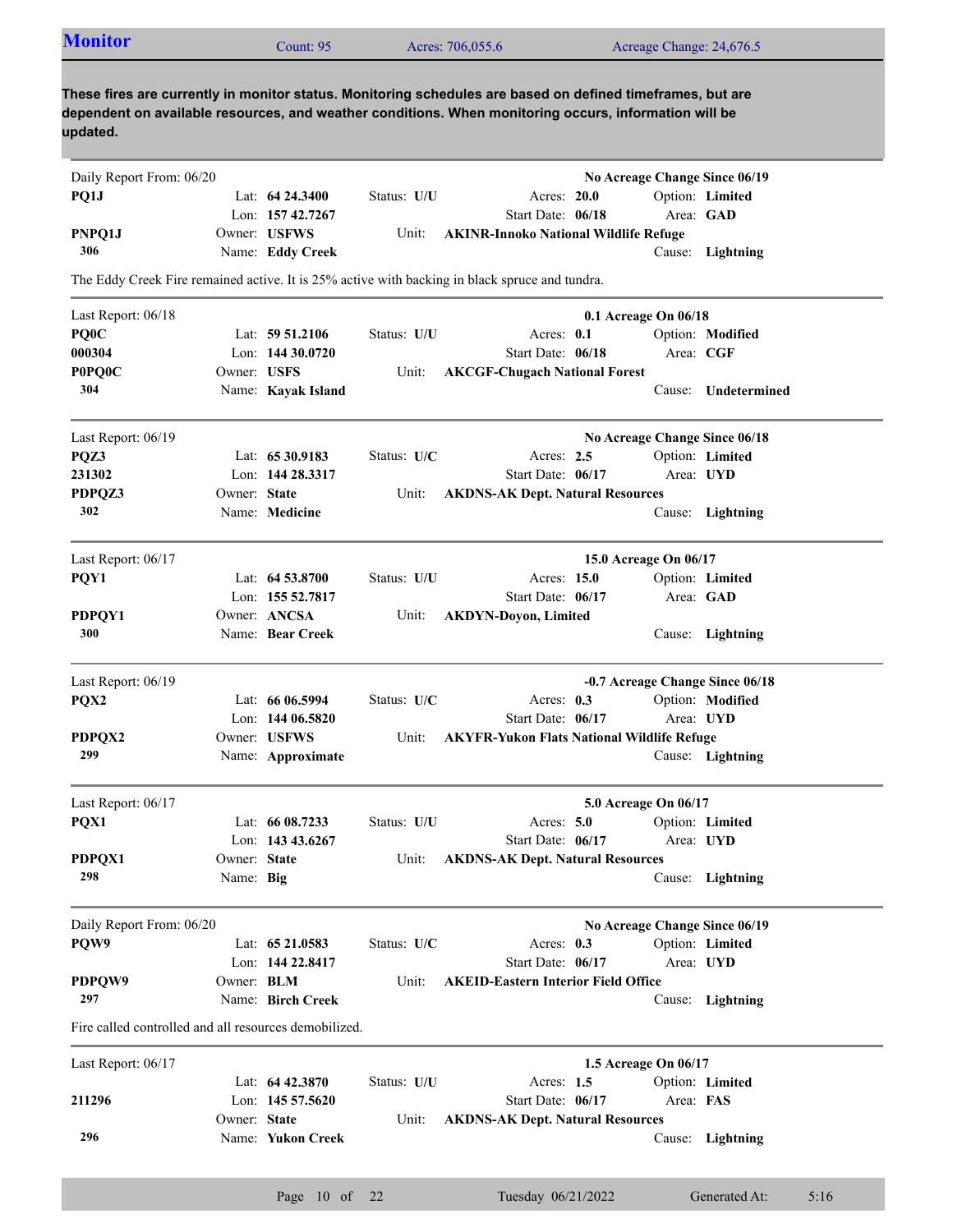## Monitor

Count: 95 Acres: 706,055.6 Acreage Change: 24,676.5

**These fires are currently in monitor status. Monitoring schedules are based on defined timeframes, but are dependent on available resources, and weather conditions. When monitoring occurs, information will be updated.**

---

Daily Report From: 06/20 — **No Acreage Change Since 06/19**

**PQ1J** Lat: **64 24.3400** Status: **U/U** Acres: **20.0** Option: **Limited**
Lon: **157 42.7267** Start Date: **06/18** Area: **GAD**
**PNPQ1J** Owner: **USFWS** Unit: **AKINR-Innoko National Wildlife Refuge**
**306** Name: **Eddy Creek** Cause: **Lightning**

The Eddy Creek Fire remained active. It is 25% active with backing in black spruce and tundra.

---

Last Report: 06/18 — **0.1 Acreage On 06/18**

**PQ0C** Lat: **59 51.2106** Status: **U/U** Acres: **0.1** Option: **Modified**
**000304** Lon: **144 30.0720** Start Date: **06/18** Area: **CGF**
**P0PQ0C** Owner: **USFS** Unit: **AKCGF-Chugach National Forest**
**304** Name: **Kayak Island** Cause: **Undetermined**

---

Last Report: 06/19 — **No Acreage Change Since 06/18**

**PQZ3** Lat: **65 30.9183** Status: **U/C** Acres: **2.5** Option: **Limited**
**231302** Lon: **144 28.3317** Start Date: **06/17** Area: **UYD**
**PDPQZ3** Owner: **State** Unit: **AKDNS-AK Dept. Natural Resources**
**302** Name: **Medicine** Cause: **Lightning**

---

Last Report: 06/17 — **15.0 Acreage On 06/17**

**PQY1** Lat: **64 53.8700** Status: **U/U** Acres: **15.0** Option: **Limited**
Lon: **155 52.7817** Start Date: **06/17** Area: **GAD**
**PDPQY1** Owner: **ANCSA** Unit: **AKDYN-Doyon, Limited**
**300** Name: **Bear Creek** Cause: **Lightning**

---

Last Report: 06/19 — **-0.7 Acreage Change Since 06/18**

**PQX2** Lat: **66 06.5994** Status: **U/C** Acres: **0.3** Option: **Modified**
Lon: **144 06.5820** Start Date: **06/17** Area: **UYD**
**PDPQX2** Owner: **USFWS** Unit: **AKYFR-Yukon Flats National Wildlife Refuge**
**299** Name: **Approximate** Cause: **Lightning**

---

Last Report: 06/17 — **5.0 Acreage On 06/17**

**PQX1** Lat: **66 08.7233** Status: **U/U** Acres: **5.0** Option: **Limited**
Lon: **143 43.6267** Start Date: **06/17** Area: **UYD**
**PDPQX1** Owner: **State** Unit: **AKDNS-AK Dept. Natural Resources**
**298** Name: **Big** Cause: **Lightning**

---

Daily Report From: 06/20 — **No Acreage Change Since 06/19**

**PQW9** Lat: **65 21.0583** Status: **U/C** Acres: **0.3** Option: **Limited**
Lon: **144 22.8417** Start Date: **06/17** Area: **UYD**
**PDPQW9** Owner: **BLM** Unit: **AKEID-Eastern Interior Field Office**
**297** Name: **Birch Creek** Cause: **Lightning**

Fire called controlled and all resources demobilized.

---

Last Report: 06/17 — **1.5 Acreage On 06/17**

Lat: **64 42.3870** Status: **U/U** Acres: **1.5** Option: **Limited**
**211296** Lon: **145 57.5620** Start Date: **06/17** Area: **FAS**
Owner: **State** Unit: **AKDNS-AK Dept. Natural Resources**
**296** Name: **Yukon Creek** Cause: **Lightning**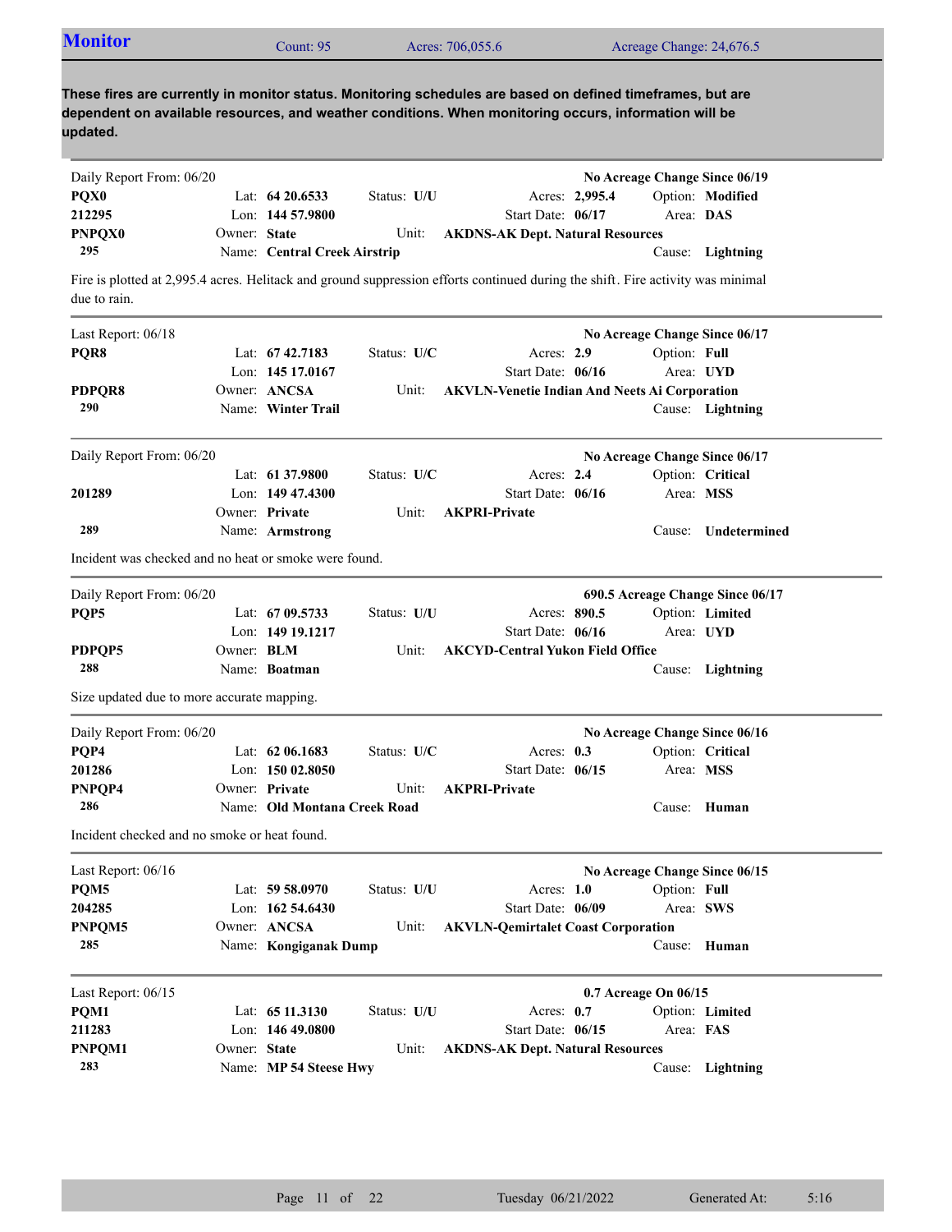## Monitor

Count: 95 | Acres: 706,055.6 | Acreage Change: 24,676.5

**These fires are currently in monitor status. Monitoring schedules are based on defined timeframes, but are dependent on available resources, and weather conditions. When monitoring occurs, information will be updated.**

---

Daily Report From: 06/20 — **No Acreage Change Since 06/19**

| | | | |
|---|---|---|---|
| **PQX0** | Lat: **64 20.6533** | Status: **U/U** | Acres: **2,995.4** | 
| **212295** | Lon: **144 57.9800** | Start Date: **06/17** | Option: **Modified** |
| **PNPQX0** | Owner: **State** | Unit: **AKDNS-AK Dept. Natural Resources** | Area: **DAS** |
| **295** | Name: **Central Creek Airstrip** | | Cause: **Lightning** |

Fire is plotted at 2,995.4 acres. Helitack and ground suppression efforts continued during the shift. Fire activity was minimal due to rain.

---

Last Report: 06/18 — **No Acreage Change Since 06/17**

| | | | |
|---|---|---|---|
| **PQR8** | Lat: **67 42.7183** | Status: **U/C** | Acres: **2.9** |
| | Lon: **145 17.0167** | Start Date: **06/16** | Option: **Full** |
| **PDPQR8** | Owner: **ANCSA** | Unit: **AKVLN-Venetie Indian And Neets Ai Corporation** | Area: **UYD** |
| **290** | Name: **Winter Trail** | | Cause: **Lightning** |

---

Daily Report From: 06/20 — **No Acreage Change Since 06/17**

| | | | |
|---|---|---|---|
| | Lat: **61 37.9800** | Status: **U/C** | Acres: **2.4** |
| **201289** | Lon: **149 47.4300** | Start Date: **06/16** | Option: **Critical** |
| | Owner: **Private** | Unit: **AKPRI-Private** | Area: **MSS** |
| **289** | Name: **Armstrong** | | Cause: **Undetermined** |

Incident was checked and no heat or smoke were found.

---

Daily Report From: 06/20 — **690.5 Acreage Change Since 06/17**

| | | | |
|---|---|---|---|
| **PQP5** | Lat: **67 09.5733** | Status: **U/U** | Acres: **890.5** |
| | Lon: **149 19.1217** | Start Date: **06/16** | Option: **Limited** |
| **PDPQP5** | Owner: **BLM** | Unit: **AKCYD-Central Yukon Field Office** | Area: **UYD** |
| **288** | Name: **Boatman** | | Cause: **Lightning** |

Size updated due to more accurate mapping.

---

Daily Report From: 06/20 — **No Acreage Change Since 06/16**

| | | | |
|---|---|---|---|
| **PQP4** | Lat: **62 06.1683** | Status: **U/C** | Acres: **0.3** |
| **201286** | Lon: **150 02.8050** | Start Date: **06/15** | Option: **Critical** |
| **PNPQP4** | Owner: **Private** | Unit: **AKPRI-Private** | Area: **MSS** |
| **286** | Name: **Old Montana Creek Road** | | Cause: **Human** |

Incident checked and no smoke or heat found.

---

Last Report: 06/16 — **No Acreage Change Since 06/15**

| | | | |
|---|---|---|---|
| **PQM5** | Lat: **59 58.0970** | Status: **U/U** | Acres: **1.0** |
| **204285** | Lon: **162 54.6430** | Start Date: **06/09** | Option: **Full** |
| **PNPQM5** | Owner: **ANCSA** | Unit: **AKVLN-Qemirtalet Coast Corporation** | Area: **SWS** |
| **285** | Name: **Kongiganak Dump** | | Cause: **Human** |

---

Last Report: 06/15 — **0.7 Acreage On 06/15**

| | | | |
|---|---|---|---|
| **PQM1** | Lat: **65 11.3130** | Status: **U/U** | Acres: **0.7** |
| **211283** | Lon: **146 49.0800** | Start Date: **06/15** | Option: **Limited** |
| **PNPQM1** | Owner: **State** | Unit: **AKDNS-AK Dept. Natural Resources** | Area: **FAS** |
| **283** | Name: **MP 54 Steese Hwy** | | Cause: **Lightning** |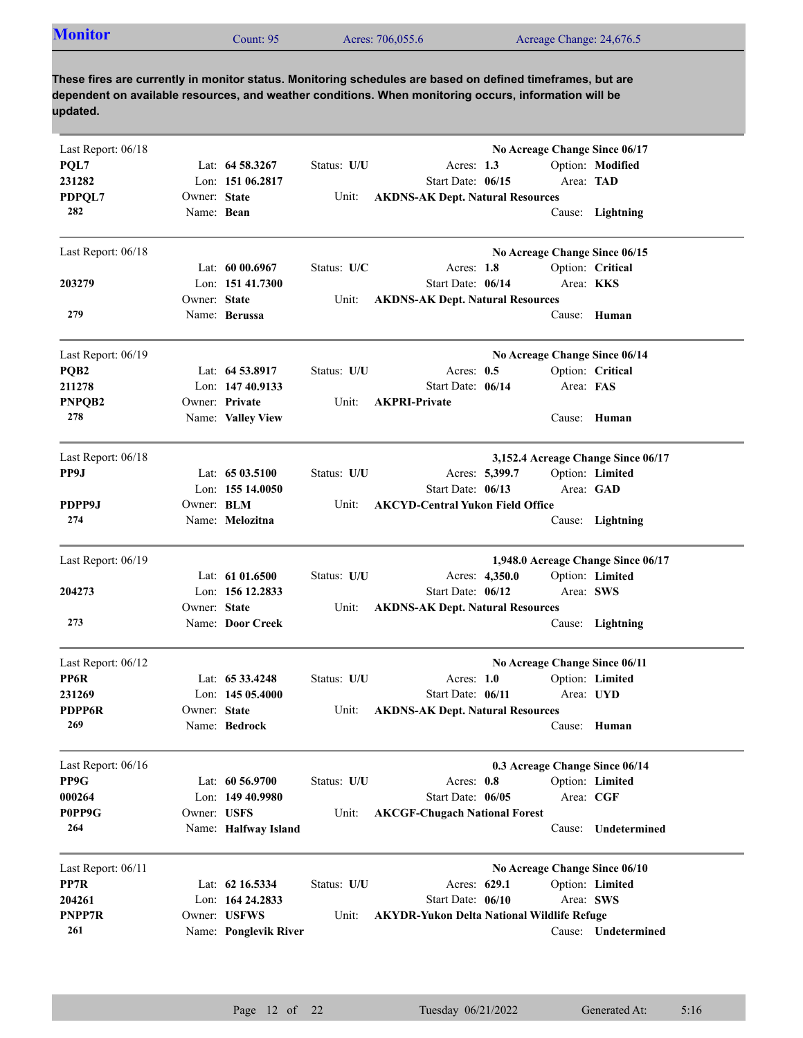## Monitor

Count: 95 | Acres: 706,055.6 | Acreage Change: 24,676.5

**These fires are currently in monitor status. Monitoring schedules are based on defined timeframes, but are dependent on available resources, and weather conditions. When monitoring occurs, information will be updated.**

| Last Report | ID | Lat / Lon | Owner | Name | Status | Acres | Start Date | Unit | Option | Area | Cause | Acreage Change |
|---|---|---|---|---|---|---|---|---|---|---|---|---|
| 06/18 | PQL7 / 231282 / PDPQL7 / 282 | 64 58.3267 / 151 06.2817 | State | Bean | U/U | 1.3 | 06/15 | AKDNS-AK Dept. Natural Resources | Modified | TAD | Lightning | No Acreage Change Since 06/17 |
| 06/18 | 203279 / 279 | 60 00.6967 / 151 41.7300 | State | Berussa | U/C | 1.8 | 06/14 | AKDNS-AK Dept. Natural Resources | Critical | KKS | Human | No Acreage Change Since 06/15 |
| 06/19 | PQB2 / 211278 / PNPQB2 / 278 | 64 53.8917 / 147 40.9133 | Private | Valley View | U/U | 0.5 | 06/14 | AKPRI-Private | Critical | FAS | Human | No Acreage Change Since 06/14 |
| 06/18 | PP9J / PDPP9J / 274 | 65 03.5100 / 155 14.0050 | BLM | Melozitna | U/U | 5,399.7 | 06/13 | AKCYD-Central Yukon Field Office | Limited | GAD | Lightning | 3,152.4 Acreage Change Since 06/17 |
| 06/19 | 204273 / 273 | 61 01.6500 / 156 12.2833 | State | Door Creek | U/U | 4,350.0 | 06/12 | AKDNS-AK Dept. Natural Resources | Limited | SWS | Lightning | 1,948.0 Acreage Change Since 06/17 |
| 06/12 | PP6R / 231269 / PDPP6R / 269 | 65 33.4248 / 145 05.4000 | State | Bedrock | U/U | 1.0 | 06/11 | AKDNS-AK Dept. Natural Resources | Limited | UYD | Human | No Acreage Change Since 06/11 |
| 06/16 | PP9G / 000264 / P0PP9G / 264 | 60 56.9700 / 149 40.9980 | USFS | Halfway Island | U/U | 0.8 | 06/05 | AKCGF-Chugach National Forest | Limited | CGF | Undetermined | 0.3 Acreage Change Since 06/14 |
| 06/11 | PP7R / 204261 / PNPP7R / 261 | 62 16.5334 / 164 24.2833 | USFWS | Ponglevik River | U/U | 629.1 | 06/10 | AKYDR-Yukon Delta National Wildlife Refuge | Limited | SWS | Undetermined | No Acreage Change Since 06/10 |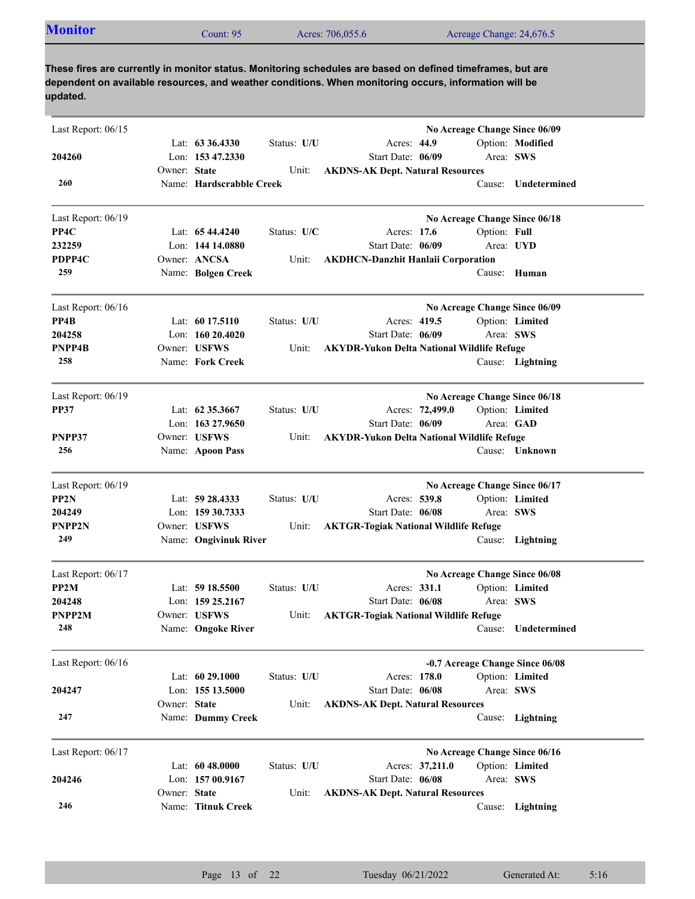## Monitor

Count: 95 | Acres: 706,055.6 | Acreage Change: 24,676.5

**These fires are currently in monitor status. Monitoring schedules are based on defined timeframes, but are dependent on available resources, and weather conditions. When monitoring occurs, information will be updated.**

---

Last Report: 06/15 — **No Acreage Change Since 06/09**

**204260**
**260**

Lat: **63 36.4330** | Status: **U/U** | Acres: **44.9** | Option: **Modified**
Lon: **153 47.2330** | Start Date: **06/09** | Area: **SWS**
Owner: **State** | Unit: **AKDNS-AK Dept. Natural Resources**
Name: **Hardscrabble Creek** | Cause: **Undetermined**

---

Last Report: 06/19 — **No Acreage Change Since 06/18**

**PP4C**
**232259**
**PDPP4C**
**259**

Lat: **65 44.4240** | Status: **U/C** | Acres: **17.6** | Option: **Full**
Lon: **144 14.0880** | Start Date: **06/09** | Area: **UYD**
Owner: **ANCSA** | Unit: **AKDHCN-Danzhit Hanlaii Corporation**
Name: **Bolgen Creek** | Cause: **Human**

---

Last Report: 06/16 — **No Acreage Change Since 06/09**

**PP4B**
**204258**
**PNPP4B**
**258**

Lat: **60 17.5110** | Status: **U/U** | Acres: **419.5** | Option: **Limited**
Lon: **160 20.4020** | Start Date: **06/09** | Area: **SWS**
Owner: **USFWS** | Unit: **AKYDR-Yukon Delta National Wildlife Refuge**
Name: **Fork Creek** | Cause: **Lightning**

---

Last Report: 06/19 — **No Acreage Change Since 06/18**

**PP37**
**PNPP37**
**256**

Lat: **62 35.3667** | Status: **U/U** | Acres: **72,499.0** | Option: **Limited**
Lon: **163 27.9650** | Start Date: **06/09** | Area: **GAD**
Owner: **USFWS** | Unit: **AKYDR-Yukon Delta National Wildlife Refuge**
Name: **Apoon Pass** | Cause: **Unknown**

---

Last Report: 06/19 — **No Acreage Change Since 06/17**

**PP2N**
**204249**
**PNPP2N**
**249**

Lat: **59 28.4333** | Status: **U/U** | Acres: **539.8** | Option: **Limited**
Lon: **159 30.7333** | Start Date: **06/08** | Area: **SWS**
Owner: **USFWS** | Unit: **AKTGR-Togiak National Wildlife Refuge**
Name: **Ongivinuk River** | Cause: **Lightning**

---

Last Report: 06/17 — **No Acreage Change Since 06/08**

**PP2M**
**204248**
**PNPP2M**
**248**

Lat: **59 18.5500** | Status: **U/U** | Acres: **331.1** | Option: **Limited**
Lon: **159 25.2167** | Start Date: **06/08** | Area: **SWS**
Owner: **USFWS** | Unit: **AKTGR-Togiak National Wildlife Refuge**
Name: **Ongoke River** | Cause: **Undetermined**

---

Last Report: 06/16 — **-0.7 Acreage Change Since 06/08**

**204247**
**247**

Lat: **60 29.1000** | Status: **U/U** | Acres: **178.0** | Option: **Limited**
Lon: **155 13.5000** | Start Date: **06/08** | Area: **SWS**
Owner: **State** | Unit: **AKDNS-AK Dept. Natural Resources**
Name: **Dummy Creek** | Cause: **Lightning**

---

Last Report: 06/17 — **No Acreage Change Since 06/16**

**204246**
**246**

Lat: **60 48.0000** | Status: **U/U** | Acres: **37,211.0** | Option: **Limited**
Lon: **157 00.9167** | Start Date: **06/08** | Area: **SWS**
Owner: **State** | Unit: **AKDNS-AK Dept. Natural Resources**
Name: **Titnuk Creek** | Cause: **Lightning**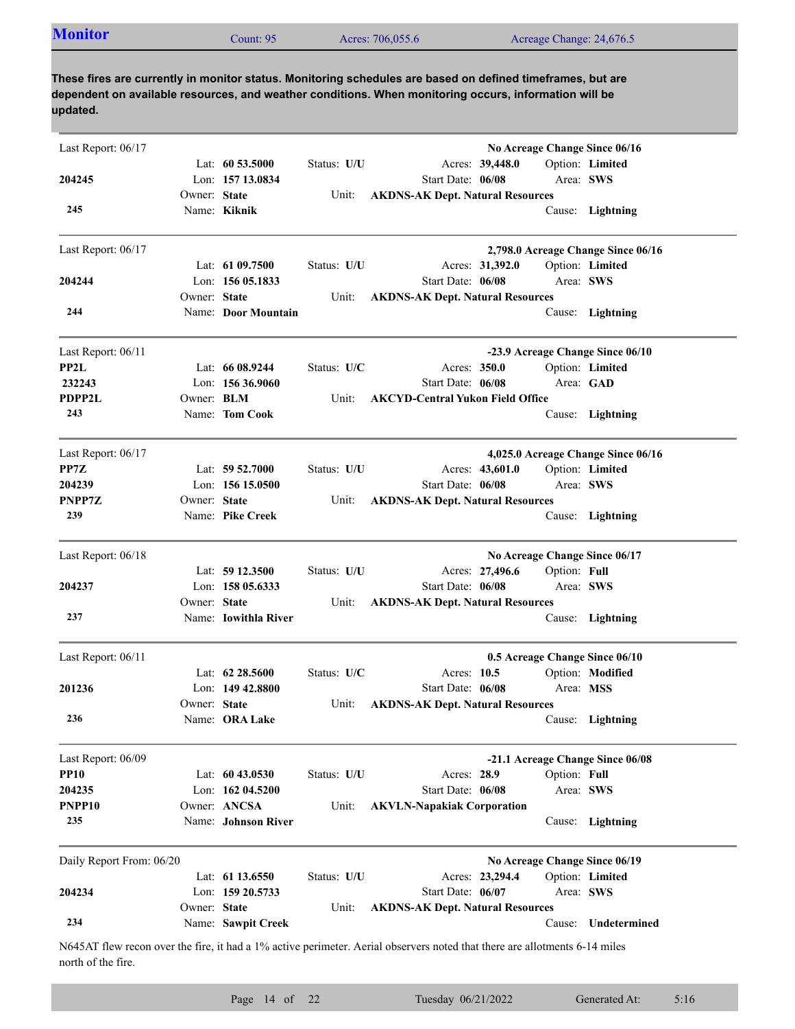## Monitor

Count: 95 Acres: 706,055.6 Acreage Change: 24,676.5

**These fires are currently in monitor status. Monitoring schedules are based on defined timeframes, but are dependent on available resources, and weather conditions. When monitoring occurs, information will be updated.**

---

Last Report: 06/17 — **No Acreage Change Since 06/16**

| | | | |
|---|---|---|---|
| | Lat: **60 53.5000** | Status: **U/U** | Acres: **39,448.0** Option: **Limited** |
| **204245** | Lon: **157 13.0834** | | Start Date: **06/08** Area: **SWS** |
| | Owner: **State** | Unit: | **AKDNS-AK Dept. Natural Resources** |
| **245** | Name: **Kiknik** | | Cause: **Lightning** |

---

Last Report: 06/17 — **2,798.0 Acreage Change Since 06/16**

| | | | |
|---|---|---|---|
| | Lat: **61 09.7500** | Status: **U/U** | Acres: **31,392.0** Option: **Limited** |
| **204244** | Lon: **156 05.1833** | | Start Date: **06/08** Area: **SWS** |
| | Owner: **State** | Unit: | **AKDNS-AK Dept. Natural Resources** |
| **244** | Name: **Door Mountain** | | Cause: **Lightning** |

---

Last Report: 06/11 — **-23.9 Acreage Change Since 06/10**

| | | | |
|---|---|---|---|
| **PP2L** | Lat: **66 08.9244** | Status: **U/C** | Acres: **350.0** Option: **Limited** |
| **232243** | Lon: **156 36.9060** | | Start Date: **06/08** Area: **GAD** |
| **PDPP2L** | Owner: **BLM** | Unit: | **AKCYD-Central Yukon Field Office** |
| **243** | Name: **Tom Cook** | | Cause: **Lightning** |

---

Last Report: 06/17 — **4,025.0 Acreage Change Since 06/16**

| | | | |
|---|---|---|---|
| **PP7Z** | Lat: **59 52.7000** | Status: **U/U** | Acres: **43,601.0** Option: **Limited** |
| **204239** | Lon: **156 15.0500** | | Start Date: **06/08** Area: **SWS** |
| **PNPP7Z** | Owner: **State** | Unit: | **AKDNS-AK Dept. Natural Resources** |
| **239** | Name: **Pike Creek** | | Cause: **Lightning** |

---

Last Report: 06/18 — **No Acreage Change Since 06/17**

| | | | |
|---|---|---|---|
| | Lat: **59 12.3500** | Status: **U/U** | Acres: **27,496.6** Option: **Full** |
| **204237** | Lon: **158 05.6333** | | Start Date: **06/08** Area: **SWS** |
| | Owner: **State** | Unit: | **AKDNS-AK Dept. Natural Resources** |
| **237** | Name: **Iowithla River** | | Cause: **Lightning** |

---

Last Report: 06/11 — **0.5 Acreage Change Since 06/10**

| | | | |
|---|---|---|---|
| | Lat: **62 28.5600** | Status: **U/C** | Acres: **10.5** Option: **Modified** |
| **201236** | Lon: **149 42.8800** | | Start Date: **06/08** Area: **MSS** |
| | Owner: **State** | Unit: | **AKDNS-AK Dept. Natural Resources** |
| **236** | Name: **ORA Lake** | | Cause: **Lightning** |

---

Last Report: 06/09 — **-21.1 Acreage Change Since 06/08**

| | | | |
|---|---|---|---|
| **PP10** | Lat: **60 43.0530** | Status: **U/U** | Acres: **28.9** Option: **Full** |
| **204235** | Lon: **162 04.5200** | | Start Date: **06/08** Area: **SWS** |
| **PNPP10** | Owner: **ANCSA** | Unit: | **AKVLN-Napakiak Corporation** |
| **235** | Name: **Johnson River** | | Cause: **Lightning** |

---

Daily Report From: 06/20 — **No Acreage Change Since 06/19**

| | | | |
|---|---|---|---|
| | Lat: **61 13.6550** | Status: **U/U** | Acres: **23,294.4** Option: **Limited** |
| **204234** | Lon: **159 20.5733** | | Start Date: **06/07** Area: **SWS** |
| | Owner: **State** | Unit: | **AKDNS-AK Dept. Natural Resources** |
| **234** | Name: **Sawpit Creek** | | Cause: **Undetermined** |

N645AT flew recon over the fire, it had a 1% active perimeter. Aerial observers noted that there are allotments 6-14 miles north of the fire.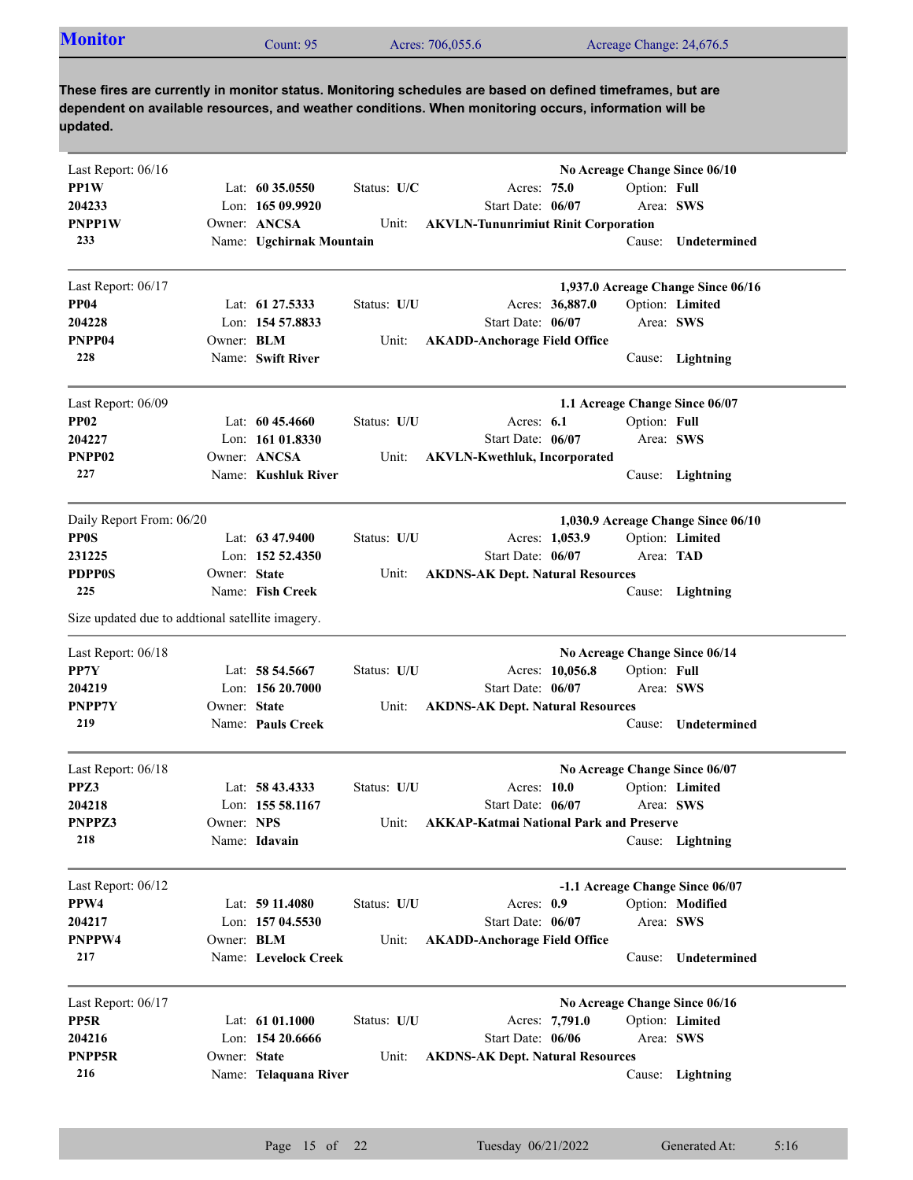## Monitor

Count: 95 | Acres: 706,055.6 | Acreage Change: 24,676.5

**These fires are currently in monitor status. Monitoring schedules are based on defined timeframes, but are dependent on available resources, and weather conditions. When monitoring occurs, information will be updated.**

---

Last Report: 06/16 — **No Acreage Change Since 06/10**

**PP1W** | Lat: **60 35.0550** | Status: **U/C** | Acres: **75.0** | Option: **Full**
**204233** | Lon: **165 09.9920** | Start Date: **06/07** | Area: **SWS**
**PNPP1W** | Owner: **ANCSA** | Unit: **AKVLN-Tununrimiut Rinit Corporation**
**233** | Name: **Ugchirnak Mountain** | Cause: **Undetermined**

---

Last Report: 06/17 — **1,937.0 Acreage Change Since 06/16**

**PP04** | Lat: **61 27.5333** | Status: **U/U** | Acres: **36,887.0** | Option: **Limited**
**204228** | Lon: **154 57.8833** | Start Date: **06/07** | Area: **SWS**
**PNPP04** | Owner: **BLM** | Unit: **AKADD-Anchorage Field Office**
**228** | Name: **Swift River** | Cause: **Lightning**

---

Last Report: 06/09 — **1.1 Acreage Change Since 06/07**

**PP02** | Lat: **60 45.4660** | Status: **U/U** | Acres: **6.1** | Option: **Full**
**204227** | Lon: **161 01.8330** | Start Date: **06/07** | Area: **SWS**
**PNPP02** | Owner: **ANCSA** | Unit: **AKVLN-Kwethluk, Incorporated**
**227** | Name: **Kushluk River** | Cause: **Lightning**

---

Daily Report From: 06/20 — **1,030.9 Acreage Change Since 06/10**

**PP0S** | Lat: **63 47.9400** | Status: **U/U** | Acres: **1,053.9** | Option: **Limited**
**231225** | Lon: **152 52.4350** | Start Date: **06/07** | Area: **TAD**
**PDPP0S** | Owner: **State** | Unit: **AKDNS-AK Dept. Natural Resources**
**225** | Name: **Fish Creek** | Cause: **Lightning**

Size updated due to addtional satellite imagery.

---

Last Report: 06/18 — **No Acreage Change Since 06/14**

**PP7Y** | Lat: **58 54.5667** | Status: **U/U** | Acres: **10,056.8** | Option: **Full**
**204219** | Lon: **156 20.7000** | Start Date: **06/07** | Area: **SWS**
**PNPP7Y** | Owner: **State** | Unit: **AKDNS-AK Dept. Natural Resources**
**219** | Name: **Pauls Creek** | Cause: **Undetermined**

---

Last Report: 06/18 — **No Acreage Change Since 06/07**

**PPZ3** | Lat: **58 43.4333** | Status: **U/U** | Acres: **10.0** | Option: **Limited**
**204218** | Lon: **155 58.1167** | Start Date: **06/07** | Area: **SWS**
**PNPPZ3** | Owner: **NPS** | Unit: **AKKAP-Katmai National Park and Preserve**
**218** | Name: **Idavain** | Cause: **Lightning**

---

Last Report: 06/12 — **-1.1 Acreage Change Since 06/07**

**PPW4** | Lat: **59 11.4080** | Status: **U/U** | Acres: **0.9** | Option: **Modified**
**204217** | Lon: **157 04.5530** | Start Date: **06/07** | Area: **SWS**
**PNPPW4** | Owner: **BLM** | Unit: **AKADD-Anchorage Field Office**
**217** | Name: **Levelock Creek** | Cause: **Undetermined**

---

Last Report: 06/17 — **No Acreage Change Since 06/16**

**PP5R** | Lat: **61 01.1000** | Status: **U/U** | Acres: **7,791.0** | Option: **Limited**
**204216** | Lon: **154 20.6666** | Start Date: **06/06** | Area: **SWS**
**PNPP5R** | Owner: **State** | Unit: **AKDNS-AK Dept. Natural Resources**
**216** | Name: **Telaquana River** | Cause: **Lightning**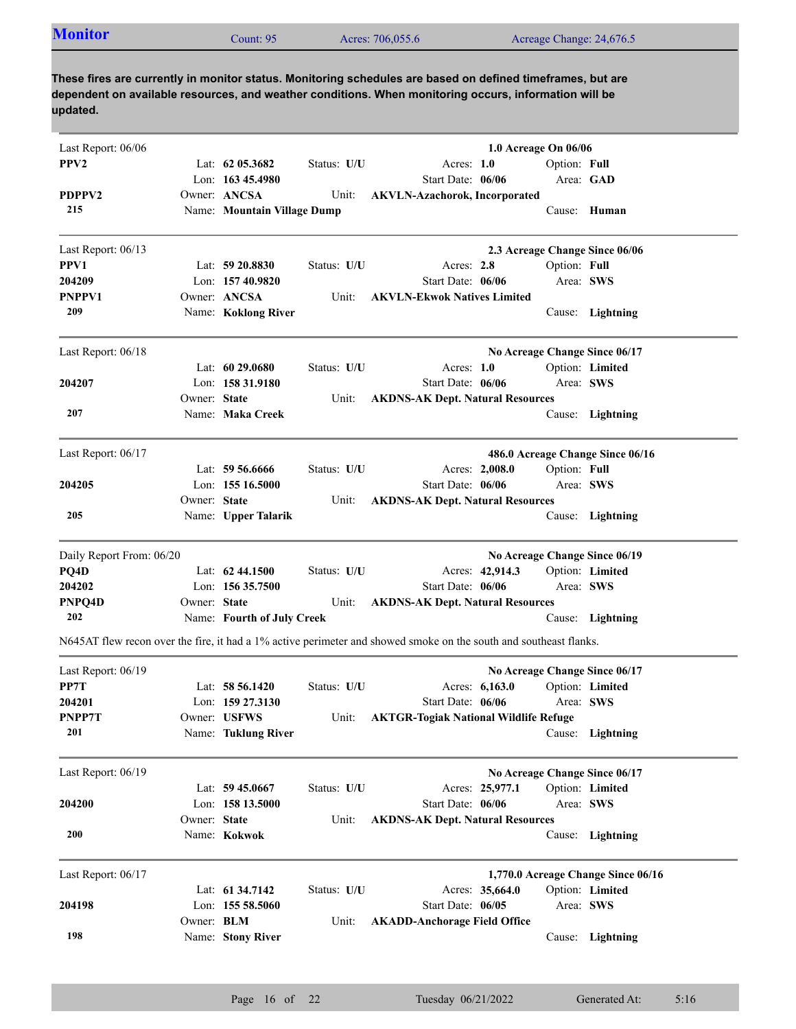## Monitor

Count: 95 | Acres: 706,055.6 | Acreage Change: 24,676.5

**These fires are currently in monitor status. Monitoring schedules are based on defined timeframes, but are dependent on available resources, and weather conditions. When monitoring occurs, information will be updated.**

---

Last Report: 06/06 — **1.0 Acreage On 06/06**

| | | | |
|---|---|---|---|
| **PPV2** | Lat: **62 05.3682** | Status: **U/U** | Acres: **1.0** | 
| | Lon: **163 45.4980** | Start Date: **06/06** | Option: **Full** |
| **PDPPV2** | Owner: **ANCSA** | Unit: **AKVLN-Azachorok, Incorporated** | Area: **GAD** |
| **215** | Name: **Mountain Village Dump** | | Cause: **Human** |

---

Last Report: 06/13 — **2.3 Acreage Change Since 06/06**

| | | | |
|---|---|---|---|
| **PPV1** | Lat: **59 20.8830** | Status: **U/U** | Acres: **2.8** |
| **204209** | Lon: **157 40.9820** | Start Date: **06/06** | Option: **Full** |
| **PNPPV1** | Owner: **ANCSA** | Unit: **AKVLN-Ekwok Natives Limited** | Area: **SWS** |
| **209** | Name: **Koklong River** | | Cause: **Lightning** |

---

Last Report: 06/18 — **No Acreage Change Since 06/17**

| | | | |
|---|---|---|---|
| | Lat: **60 29.0680** | Status: **U/U** | Acres: **1.0** |
| **204207** | Lon: **158 31.9180** | Start Date: **06/06** | Option: **Limited** |
| | Owner: **State** | Unit: **AKDNS-AK Dept. Natural Resources** | Area: **SWS** |
| **207** | Name: **Maka Creek** | | Cause: **Lightning** |

---

Last Report: 06/17 — **486.0 Acreage Change Since 06/16**

| | | | |
|---|---|---|---|
| | Lat: **59 56.6666** | Status: **U/U** | Acres: **2,008.0** |
| **204205** | Lon: **155 16.5000** | Start Date: **06/06** | Option: **Full** |
| | Owner: **State** | Unit: **AKDNS-AK Dept. Natural Resources** | Area: **SWS** |
| **205** | Name: **Upper Talarik** | | Cause: **Lightning** |

---

Daily Report From: 06/20 — **No Acreage Change Since 06/19**

| | | | |
|---|---|---|---|
| **PQ4D** | Lat: **62 44.1500** | Status: **U/U** | Acres: **42,914.3** |
| **204202** | Lon: **156 35.7500** | Start Date: **06/06** | Option: **Limited** |
| **PNPQ4D** | Owner: **State** | Unit: **AKDNS-AK Dept. Natural Resources** | Area: **SWS** |
| **202** | Name: **Fourth of July Creek** | | Cause: **Lightning** |

N645AT flew recon over the fire, it had a 1% active perimeter and showed smoke on the south and southeast flanks.

---

Last Report: 06/19 — **No Acreage Change Since 06/17**

| | | | |
|---|---|---|---|
| **PP7T** | Lat: **58 56.1420** | Status: **U/U** | Acres: **6,163.0** |
| **204201** | Lon: **159 27.3130** | Start Date: **06/06** | Option: **Limited** |
| **PNPP7T** | Owner: **USFWS** | Unit: **AKTGR-Togiak National Wildlife Refuge** | Area: **SWS** |
| **201** | Name: **Tuklung River** | | Cause: **Lightning** |

---

Last Report: 06/19 — **No Acreage Change Since 06/17**

| | | | |
|---|---|---|---|
| | Lat: **59 45.0667** | Status: **U/U** | Acres: **25,977.1** |
| **204200** | Lon: **158 13.5000** | Start Date: **06/06** | Option: **Limited** |
| | Owner: **State** | Unit: **AKDNS-AK Dept. Natural Resources** | Area: **SWS** |
| **200** | Name: **Kokwok** | | Cause: **Lightning** |

---

Last Report: 06/17 — **1,770.0 Acreage Change Since 06/16**

| | | | |
|---|---|---|---|
| | Lat: **61 34.7142** | Status: **U/U** | Acres: **35,664.0** |
| **204198** | Lon: **155 58.5060** | Start Date: **06/05** | Option: **Limited** |
| | Owner: **BLM** | Unit: **AKADD-Anchorage Field Office** | Area: **SWS** |
| **198** | Name: **Stony River** | | Cause: **Lightning** |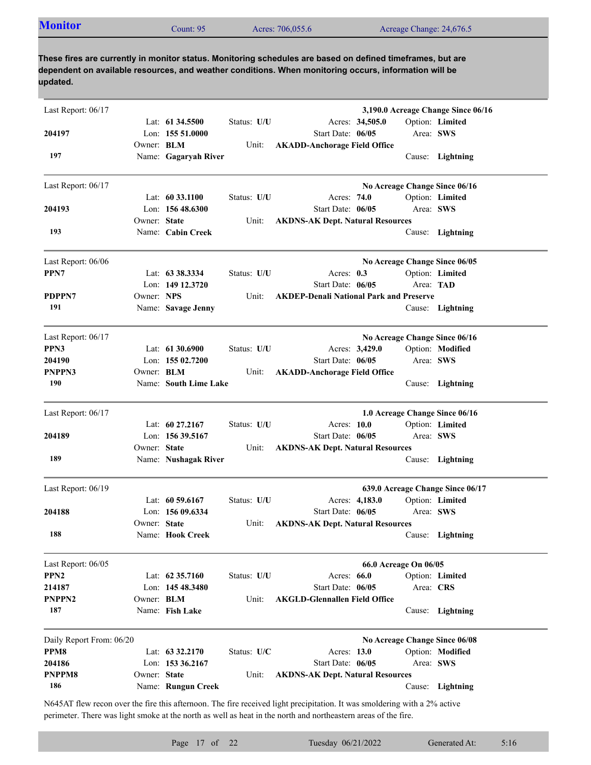## Monitor

Count: 95 | Acres: 706,055.6 | Acreage Change: 24,676.5

**These fires are currently in monitor status. Monitoring schedules are based on defined timeframes, but are dependent on available resources, and weather conditions. When monitoring occurs, information will be updated.**

---

Last Report: 06/17 — **3,190.0 Acreage Change Since 06/16**

**204197**
**197**

Lat: **61 34.5500** | Status: **U/U** | Acres: **34,505.0** | Option: **Limited**
Lon: **155 51.0000** | Start Date: **06/05** | Area: **SWS**
Owner: **BLM** | Unit: **AKADD-Anchorage Field Office**
Name: **Gagaryah River** | Cause: **Lightning**

---

Last Report: 06/17 — **No Acreage Change Since 06/16**

**204193**
**193**

Lat: **60 33.1100** | Status: **U/U** | Acres: **74.0** | Option: **Limited**
Lon: **156 48.6300** | Start Date: **06/05** | Area: **SWS**
Owner: **State** | Unit: **AKDNS-AK Dept. Natural Resources**
Name: **Cabin Creek** | Cause: **Lightning**

---

Last Report: 06/06 — **No Acreage Change Since 06/05**

**PPN7**
**PDPPN7**
**191**

Lat: **63 38.3334** | Status: **U/U** | Acres: **0.3** | Option: **Limited**
Lon: **149 12.3720** | Start Date: **06/05** | Area: **TAD**
Owner: **NPS** | Unit: **AKDEP-Denali National Park and Preserve**
Name: **Savage Jenny** | Cause: **Lightning**

---

Last Report: 06/17 — **No Acreage Change Since 06/16**

**PPN3**
**204190**
**PNPPN3**
**190**

Lat: **61 30.6900** | Status: **U/U** | Acres: **3,429.0** | Option: **Modified**
Lon: **155 02.7200** | Start Date: **06/05** | Area: **SWS**
Owner: **BLM** | Unit: **AKADD-Anchorage Field Office**
Name: **South Lime Lake** | Cause: **Lightning**

---

Last Report: 06/17 — **1.0 Acreage Change Since 06/16**

**204189**
**189**

Lat: **60 27.2167** | Status: **U/U** | Acres: **10.0** | Option: **Limited**
Lon: **156 39.5167** | Start Date: **06/05** | Area: **SWS**
Owner: **State** | Unit: **AKDNS-AK Dept. Natural Resources**
Name: **Nushagak River** | Cause: **Lightning**

---

Last Report: 06/19 — **639.0 Acreage Change Since 06/17**

**204188**
**188**

Lat: **60 59.6167** | Status: **U/U** | Acres: **4,183.0** | Option: **Limited**
Lon: **156 09.6334** | Start Date: **06/05** | Area: **SWS**
Owner: **State** | Unit: **AKDNS-AK Dept. Natural Resources**
Name: **Hook Creek** | Cause: **Lightning**

---

Last Report: 06/05 — **66.0 Acreage On 06/05**

**PPN2**
**214187**
**PNPPN2**
**187**

Lat: **62 35.7160** | Status: **U/U** | Acres: **66.0** | Option: **Limited**
Lon: **145 48.3480** | Start Date: **06/05** | Area: **CRS**
Owner: **BLM** | Unit: **AKGLD-Glennallen Field Office**
Name: **Fish Lake** | Cause: **Lightning**

---

Daily Report From: 06/20 — **No Acreage Change Since 06/08**

**PPM8**
**204186**
**PNPPM8**
**186**

Lat: **63 32.2170** | Status: **U/C** | Acres: **13.0** | Option: **Modified**
Lon: **153 36.2167** | Start Date: **06/05** | Area: **SWS**
Owner: **State** | Unit: **AKDNS-AK Dept. Natural Resources**
Name: **Rungun Creek** | Cause: **Lightning**

N645AT flew recon over the fire this afternoon. The fire received light precipitation. It was smoldering with a 2% active perimeter. There was light smoke at the north as well as heat in the north and northeastern areas of the fire.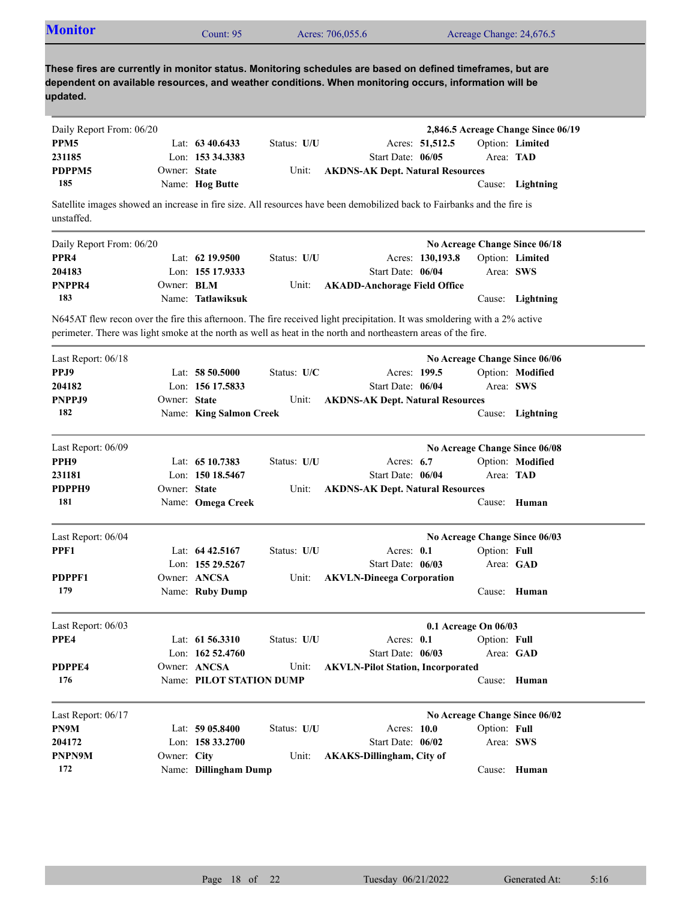## Monitor

Count: 95 | Acres: 706,055.6 | Acreage Change: 24,676.5

**These fires are currently in monitor status. Monitoring schedules are based on defined timeframes, but are dependent on available resources, and weather conditions. When monitoring occurs, information will be updated.**

---

Daily Report From: 06/20 — **2,846.5 Acreage Change Since 06/19**

| | | | |
|---|---|---|---|
| **PPM5** | Lat: **63 40.6433** | Status: **U/U** | Acres: **51,512.5** | Option: **Limited** |
| **231185** | Lon: **153 34.3383** | | Start Date: **06/05** | Area: **TAD** |
| **PDPPM5** | Owner: **State** | Unit: **AKDNS-AK Dept. Natural Resources** | | |
| **185** | Name: **Hog Butte** | | | Cause: **Lightning** |

Satellite images showed an increase in fire size. All resources have been demobilized back to Fairbanks and the fire is unstaffed.

---

Daily Report From: 06/20 — **No Acreage Change Since 06/18**

| | | | | |
|---|---|---|---|---|
| **PPR4** | Lat: **62 19.9500** | Status: **U/U** | Acres: **130,193.8** | Option: **Limited** |
| **204183** | Lon: **155 17.9333** | | Start Date: **06/04** | Area: **SWS** |
| **PNPPR4** | Owner: **BLM** | Unit: **AKADD-Anchorage Field Office** | | |
| **183** | Name: **Tatlawiksuk** | | | Cause: **Lightning** |

N645AT flew recon over the fire this afternoon. The fire received light precipitation. It was smoldering with a 2% active perimeter. There was light smoke at the north as well as heat in the north and northeastern areas of the fire.

---

Last Report: 06/18 — **No Acreage Change Since 06/06**

| | | | | |
|---|---|---|---|---|
| **PPJ9** | Lat: **58 50.5000** | Status: **U/C** | Acres: **199.5** | Option: **Modified** |
| **204182** | Lon: **156 17.5833** | | Start Date: **06/04** | Area: **SWS** |
| **PNPPJ9** | Owner: **State** | Unit: **AKDNS-AK Dept. Natural Resources** | | |
| **182** | Name: **King Salmon Creek** | | | Cause: **Lightning** |

---

Last Report: 06/09 — **No Acreage Change Since 06/08**

| | | | | |
|---|---|---|---|---|
| **PPH9** | Lat: **65 10.7383** | Status: **U/U** | Acres: **6.7** | Option: **Modified** |
| **231181** | Lon: **150 18.5467** | | Start Date: **06/04** | Area: **TAD** |
| **PDPPH9** | Owner: **State** | Unit: **AKDNS-AK Dept. Natural Resources** | | |
| **181** | Name: **Omega Creek** | | | Cause: **Human** |

---

Last Report: 06/04 — **No Acreage Change Since 06/03**

| | | | | |
|---|---|---|---|---|
| **PPF1** | Lat: **64 42.5167** | Status: **U/U** | Acres: **0.1** | Option: **Full** |
| | Lon: **155 29.5267** | | Start Date: **06/03** | Area: **GAD** |
| **PDPPF1** | Owner: **ANCSA** | Unit: **AKVLN-Dineega Corporation** | | |
| **179** | Name: **Ruby Dump** | | | Cause: **Human** |

---

Last Report: 06/03 — **0.1 Acreage On 06/03**

| | | | | |
|---|---|---|---|---|
| **PPE4** | Lat: **61 56.3310** | Status: **U/U** | Acres: **0.1** | Option: **Full** |
| | Lon: **162 52.4760** | | Start Date: **06/03** | Area: **GAD** |
| **PDPPE4** | Owner: **ANCSA** | Unit: **AKVLN-Pilot Station, Incorporated** | | |
| **176** | Name: **PILOT STATION DUMP** | | | Cause: **Human** |

---

Last Report: 06/17 — **No Acreage Change Since 06/02**

| | | | | |
|---|---|---|---|---|
| **PN9M** | Lat: **59 05.8400** | Status: **U/U** | Acres: **10.0** | Option: **Full** |
| **204172** | Lon: **158 33.2700** | | Start Date: **06/02** | Area: **SWS** |
| **PNPN9M** | Owner: **City** | Unit: **AKAKS-Dillingham, City of** | | |
| **172** | Name: **Dillingham Dump** | | | Cause: **Human** |

Tuesday 06/21/2022 — Generated At: 5:16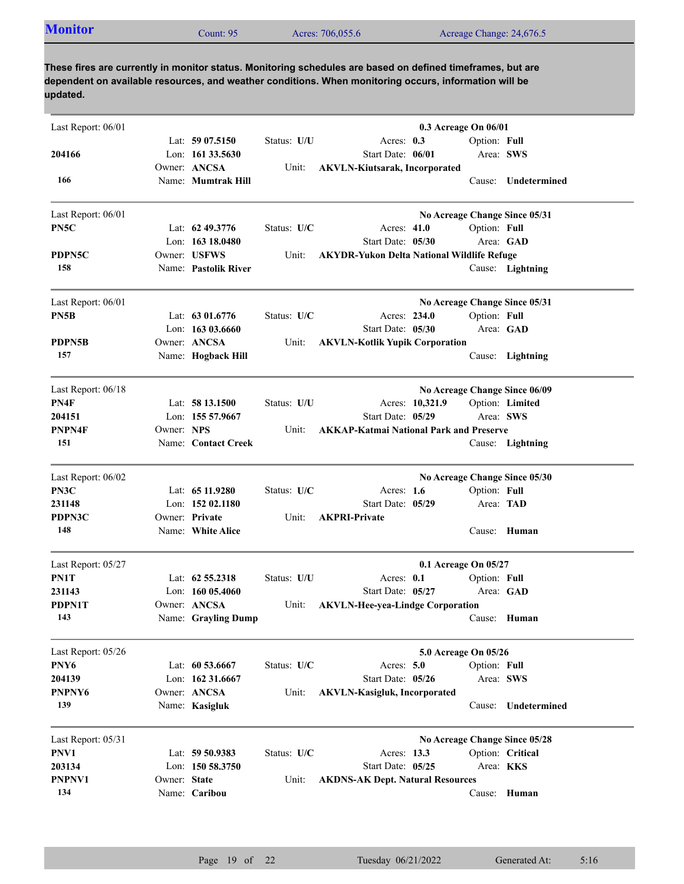## Monitor

Count: 95 | Acres: 706,055.6 | Acreage Change: 24,676.5

**These fires are currently in monitor status. Monitoring schedules are based on defined timeframes, but are dependent on available resources, and weather conditions. When monitoring occurs, information will be updated.**

---

Last Report: 06/01 — **0.3 Acreage On 06/01**

**204166**
**166**

Lat: **59 07.5150** | Status: **U/U** | Acres: **0.3** | Option: **Full**
Lon: **161 33.5630** | Start Date: **06/01** | Area: **SWS**
Owner: **ANCSA** | Unit: **AKVLN-Kiutsarak, Incorporated**
Name: **Mumtrak Hill** | Cause: **Undetermined**

---

Last Report: 06/01 — **No Acreage Change Since 05/31**

**PN5C**
**PDPN5C**
**158**

Lat: **62 49.3776** | Status: **U/C** | Acres: **41.0** | Option: **Full**
Lon: **163 18.0480** | Start Date: **05/30** | Area: **GAD**
Owner: **USFWS** | Unit: **AKYDR-Yukon Delta National Wildlife Refuge**
Name: **Pastolik River** | Cause: **Lightning**

---

Last Report: 06/01 — **No Acreage Change Since 05/31**

**PN5B**
**PDPN5B**
**157**

Lat: **63 01.6776** | Status: **U/C** | Acres: **234.0** | Option: **Full**
Lon: **163 03.6660** | Start Date: **05/30** | Area: **GAD**
Owner: **ANCSA** | Unit: **AKVLN-Kotlik Yupik Corporation**
Name: **Hogback Hill** | Cause: **Lightning**

---

Last Report: 06/18 — **No Acreage Change Since 06/09**

**PN4F**
**204151**
**PNPN4F**
**151**

Lat: **58 13.1500** | Status: **U/U** | Acres: **10,321.9** | Option: **Limited**
Lon: **155 57.9667** | Start Date: **05/29** | Area: **SWS**
Owner: **NPS** | Unit: **AKKAP-Katmai National Park and Preserve**
Name: **Contact Creek** | Cause: **Lightning**

---

Last Report: 06/02 — **No Acreage Change Since 05/30**

**PN3C**
**231148**
**PDPN3C**
**148**

Lat: **65 11.9280** | Status: **U/C** | Acres: **1.6** | Option: **Full**
Lon: **152 02.1180** | Start Date: **05/29** | Area: **TAD**
Owner: **Private** | Unit: **AKPRI-Private**
Name: **White Alice** | Cause: **Human**

---

Last Report: 05/27 — **0.1 Acreage On 05/27**

**PN1T**
**231143**
**PDPN1T**
**143**

Lat: **62 55.2318** | Status: **U/U** | Acres: **0.1** | Option: **Full**
Lon: **160 05.4060** | Start Date: **05/27** | Area: **GAD**
Owner: **ANCSA** | Unit: **AKVLN-Hee-yea-Lindge Corporation**
Name: **Grayling Dump** | Cause: **Human**

---

Last Report: 05/26 — **5.0 Acreage On 05/26**

**PNY6**
**204139**
**PNPNY6**
**139**

Lat: **60 53.6667** | Status: **U/C** | Acres: **5.0** | Option: **Full**
Lon: **162 31.6667** | Start Date: **05/26** | Area: **SWS**
Owner: **ANCSA** | Unit: **AKVLN-Kasigluk, Incorporated**
Name: **Kasigluk** | Cause: **Undetermined**

---

Last Report: 05/31 — **No Acreage Change Since 05/28**

**PNV1**
**203134**
**PNPNV1**
**134**

Lat: **59 50.9383** | Status: **U/C** | Acres: **13.3** | Option: **Critical**
Lon: **150 58.3750** | Start Date: **05/25** | Area: **KKS**
Owner: **State** | Unit: **AKDNS-AK Dept. Natural Resources**
Name: **Caribou** | Cause: **Human**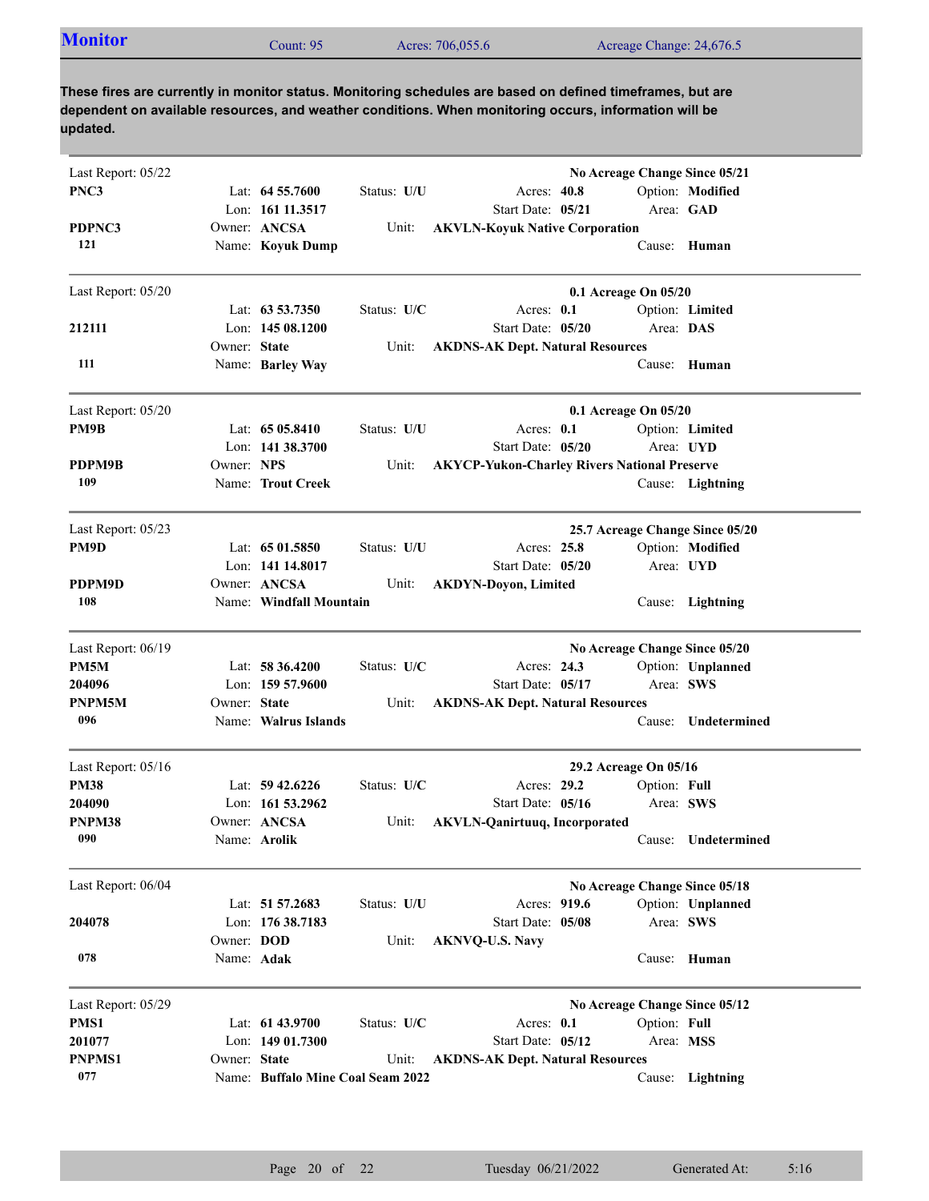## Monitor

Count: 95 | Acres: 706,055.6 | Acreage Change: 24,676.5

**These fires are currently in monitor status. Monitoring schedules are based on defined timeframes, but are dependent on available resources, and weather conditions. When monitoring occurs, information will be updated.**

---

Last Report: 05/22 — **No Acreage Change Since 05/21**

**PNC3**
**PDPNC3**
**121**

Lat: **64 55.7600** | Lon: **161 11.3517** | Owner: **ANCSA** | Name: **Koyuk Dump**
Status: **U/U** | Unit: **AKVLN-Koyuk Native Corporation**
Acres: **40.8** | Start Date: **05/21**
Option: **Modified** | Area: **GAD** | Cause: **Human**

---

Last Report: 05/20 — **0.1 Acreage On 05/20**

**212111**
**111**

Lat: **63 53.7350** | Lon: **145 08.1200** | Owner: **State** | Name: **Barley Way**
Status: **U/C** | Unit: **AKDNS-AK Dept. Natural Resources**
Acres: **0.1** | Start Date: **05/20**
Option: **Limited** | Area: **DAS** | Cause: **Human**

---

Last Report: 05/20 — **0.1 Acreage On 05/20**

**PM9B**
**PDPM9B**
**109**

Lat: **65 05.8410** | Lon: **141 38.3700** | Owner: **NPS** | Name: **Trout Creek**
Status: **U/U** | Unit: **AKYCP-Yukon-Charley Rivers National Preserve**
Acres: **0.1** | Start Date: **05/20**
Option: **Limited** | Area: **UYD** | Cause: **Lightning**

---

Last Report: 05/23 — **25.7 Acreage Change Since 05/20**

**PM9D**
**PDPM9D**
**108**

Lat: **65 01.5850** | Lon: **141 14.8017** | Owner: **ANCSA** | Name: **Windfall Mountain**
Status: **U/U** | Unit: **AKDYN-Doyon, Limited**
Acres: **25.8** | Start Date: **05/20**
Option: **Modified** | Area: **UYD** | Cause: **Lightning**

---

Last Report: 06/19 — **No Acreage Change Since 05/20**

**PM5M**
**204096**
**PNPM5M**
**096**

Lat: **58 36.4200** | Lon: **159 57.9600** | Owner: **State** | Name: **Walrus Islands**
Status: **U/C** | Unit: **AKDNS-AK Dept. Natural Resources**
Acres: **24.3** | Start Date: **05/17**
Option: **Unplanned** | Area: **SWS** | Cause: **Undetermined**

---

Last Report: 05/16 — **29.2 Acreage On 05/16**

**PM38**
**204090**
**PNPM38**
**090**

Lat: **59 42.6226** | Lon: **161 53.2962** | Owner: **ANCSA** | Name: **Arolik**
Status: **U/C** | Unit: **AKVLN-Qanirtuuq, Incorporated**
Acres: **29.2** | Start Date: **05/16**
Option: **Full** | Area: **SWS** | Cause: **Undetermined**

---

Last Report: 06/04 — **No Acreage Change Since 05/18**

**204078**
**078**

Lat: **51 57.2683** | Lon: **176 38.7183** | Owner: **DOD** | Name: **Adak**
Status: **U/U** | Unit: **AKNVQ-U.S. Navy**
Acres: **919.6** | Start Date: **05/08**
Option: **Unplanned** | Area: **SWS** | Cause: **Human**

---

Last Report: 05/29 — **No Acreage Change Since 05/12**

**PMS1**
**201077**
**PNPMS1**
**077**

Lat: **61 43.9700** | Lon: **149 01.7300** | Owner: **State** | Name: **Buffalo Mine Coal Seam 2022**
Status: **U/C** | Unit: **AKDNS-AK Dept. Natural Resources**
Acres: **0.1** | Start Date: **05/12**
Option: **Full** | Area: **MSS** | Cause: **Lightning**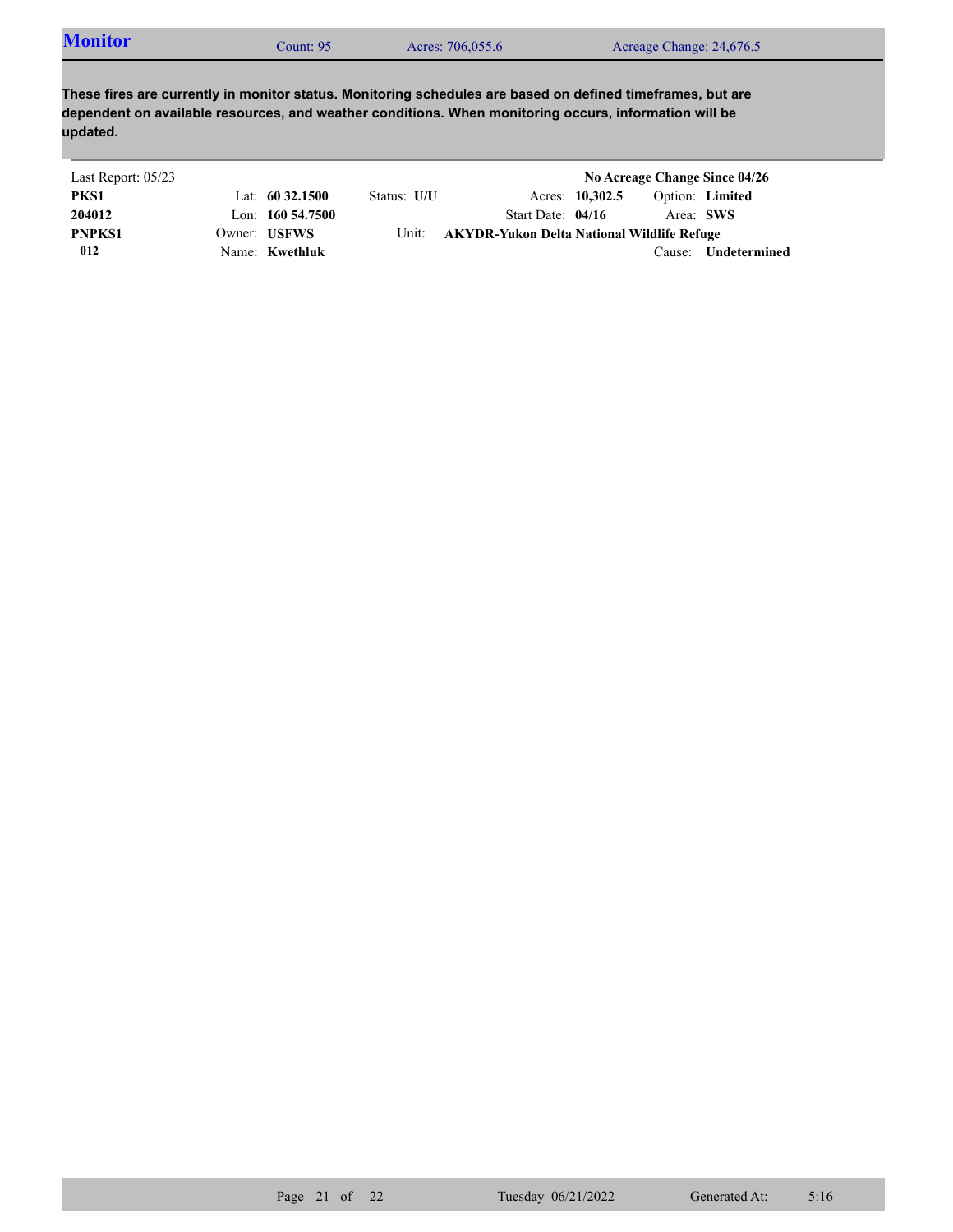## Monitor

Count: 95 | Acres: 706,055.6 | Acreage Change: 24,676.5

**These fires are currently in monitor status. Monitoring schedules are based on defined timeframes, but are dependent on available resources, and weather conditions. When monitoring occurs, information will be updated.**

Last Report: 05/23 | **No Acreage Change Since 04/26**

| | | | | |
|---|---|---|---|---|
| **PKS1** | Lat: **60 32.1500** | Status: **U/U** | Acres: **10,302.5** | Option: **Limited** |
| **204012** | Lon: **160 54.7500** | | Start Date: **04/16** | Area: **SWS** |
| **PNPKS1** | Owner: **USFWS** | Unit: **AKYDR-Yukon Delta National Wildlife Refuge** | | |
| **012** | Name: **Kwethluk** | | | Cause: **Undetermined** |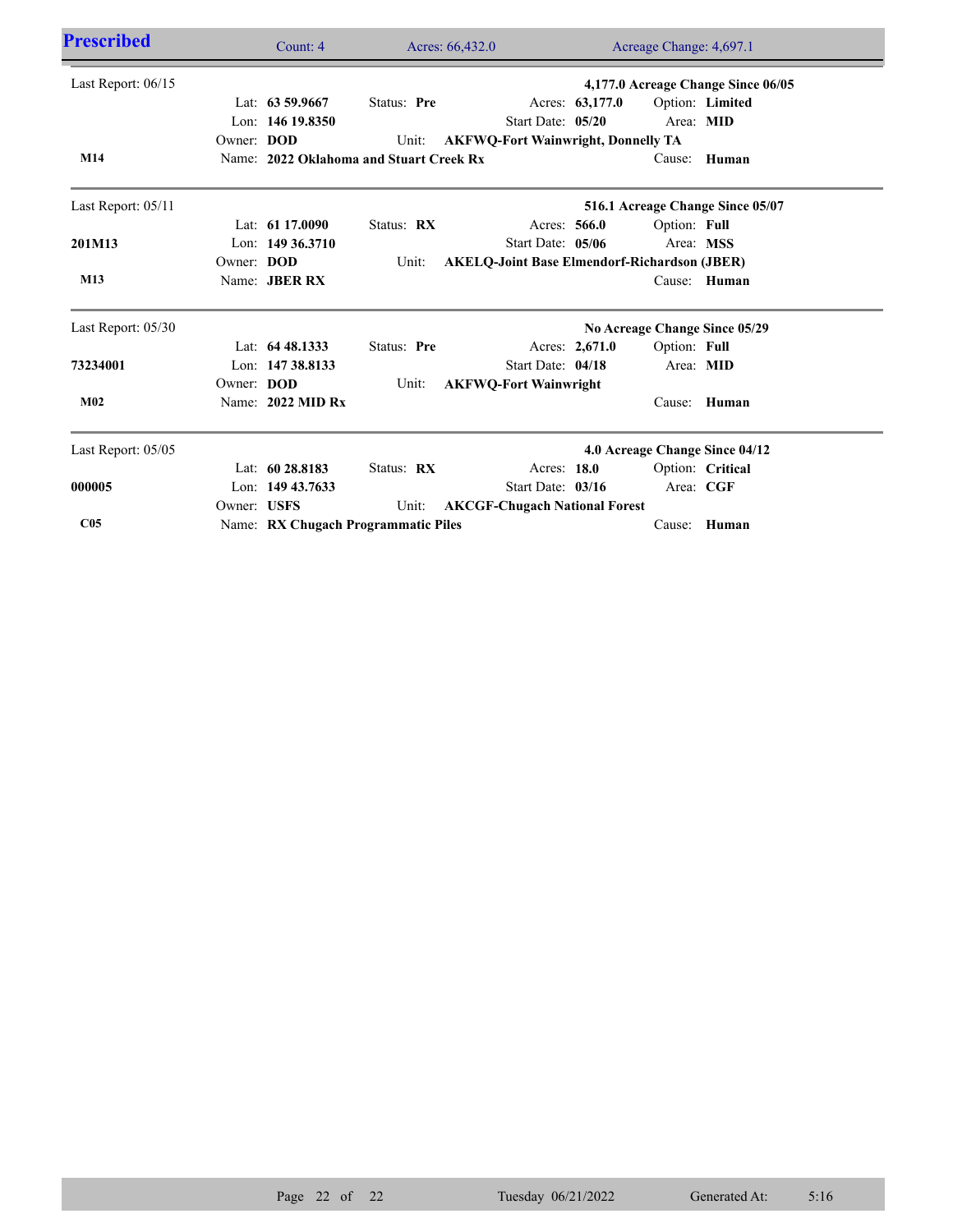## Prescribed

Count: 4 | Acres: 66,432.0 | Acreage Change: 4,697.1

---

Last Report: 06/15

**4,177.0 Acreage Change Since 06/05**

Lat: **63 59.9667** Status: **Pre** Acres: **63,177.0** Option: **Limited**

Lon: **146 19.8350** Start Date: **05/20** Area: **MID**

Owner: **DOD** Unit: **AKFWQ-Fort Wainwright, Donnelly TA**

**M14** Name: **2022 Oklahoma and Stuart Creek Rx** Cause: **Human**

---

Last Report: 05/11

**516.1 Acreage Change Since 05/07**

Lat: **61 17.0090** Status: **RX** Acres: **566.0** Option: **Full**

**201M13** Lon: **149 36.3710** Start Date: **05/06** Area: **MSS**

Owner: **DOD** Unit: **AKELQ-Joint Base Elmendorf-Richardson (JBER)**

**M13** Name: **JBER RX** Cause: **Human**

---

Last Report: 05/30

**No Acreage Change Since 05/29**

Lat: **64 48.1333** Status: **Pre** Acres: **2,671.0** Option: **Full**

**73234001** Lon: **147 38.8133** Start Date: **04/18** Area: **MID**

Owner: **DOD** Unit: **AKFWQ-Fort Wainwright**

**M02** Name: **2022 MID Rx** Cause: **Human**

---

Last Report: 05/05

**4.0 Acreage Change Since 04/12**

Lat: **60 28.8183** Status: **RX** Acres: **18.0** Option: **Critical**

**000005** Lon: **149 43.7633** Start Date: **03/16** Area: **CGF**

Owner: **USFS** Unit: **AKCGF-Chugach National Forest**

**C05** Name: **RX Chugach Programmatic Piles** Cause: **Human**

---

Tuesday 06/21/2022 Generated At: 5:16